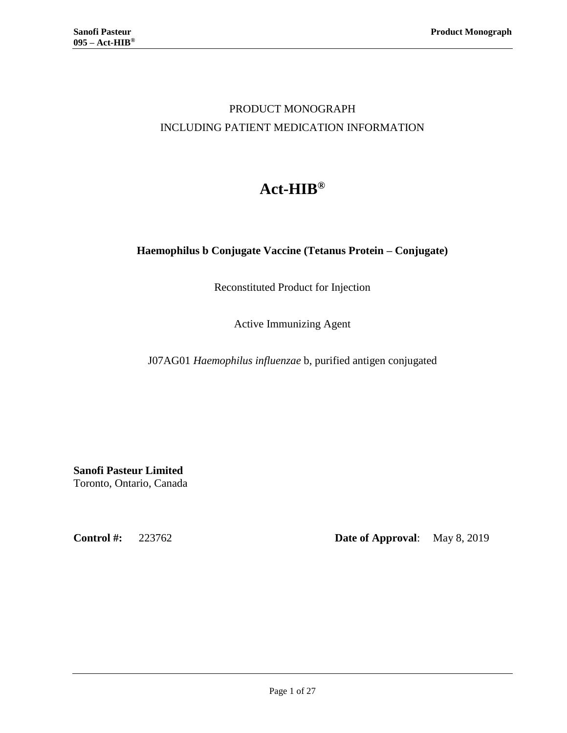PRODUCT MONOGRAPH

INCLUDING PATIENT MEDICATION INFORMATION

# Act-HIB®

**Haemophilus b Conjugate Vaccine (Tetanus Protein – Conjugate)**

Reconstituted Product for Injection

Active Immunizing Agent

J07AG01 *Haemophilus influenzae* b, purified antigen conjugated

**Sanofi Pasteur Limited**
Toronto, Ontario, Canada

**Control #:** 223762

**Date of Approval**: May 8, 2019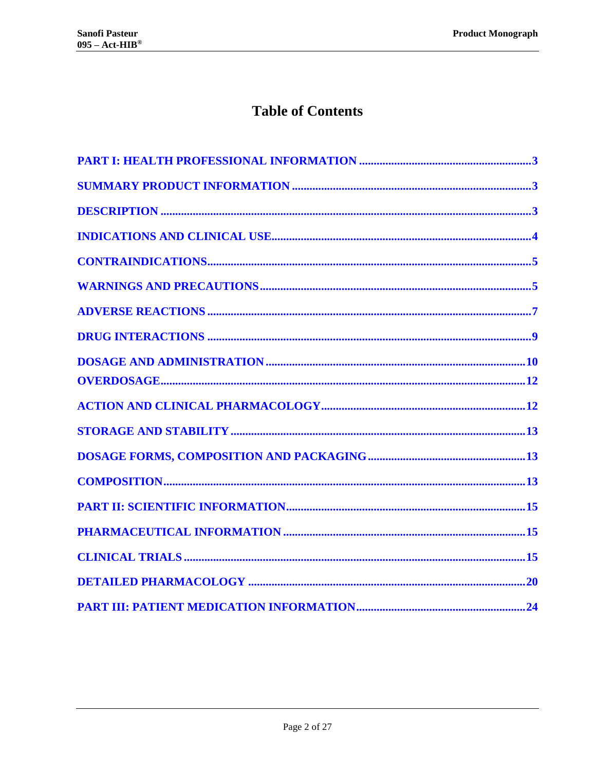# Table of Contents

PART I: HEALTH PROFESSIONAL INFORMATION ..........................................................3

SUMMARY PRODUCT INFORMATION ..........................................................................3

DESCRIPTION ..................................................................................................................3

INDICATIONS AND CLINICAL USE..................................................................................4

CONTRAINDICATIONS......................................................................................................5

WARNINGS AND PRECAUTIONS......................................................................................5

ADVERSE REACTIONS ......................................................................................................7

DRUG INTERACTIONS ......................................................................................................9

DOSAGE AND ADMINISTRATION ..................................................................................10

OVERDOSAGE....................................................................................................................12

ACTION AND CLINICAL PHARMACOLOGY..................................................................12

STORAGE AND STABILITY ..............................................................................................13

DOSAGE FORMS, COMPOSITION AND PACKAGING ..................................................13

COMPOSITION....................................................................................................................13

PART II: SCIENTIFIC INFORMATION..............................................................................15

PHARMACEUTICAL INFORMATION ..............................................................................15

CLINICAL TRIALS ..............................................................................................................15

DETAILED PHARMACOLOGY ..........................................................................................20

PART III: PATIENT MEDICATION INFORMATION..........................................................24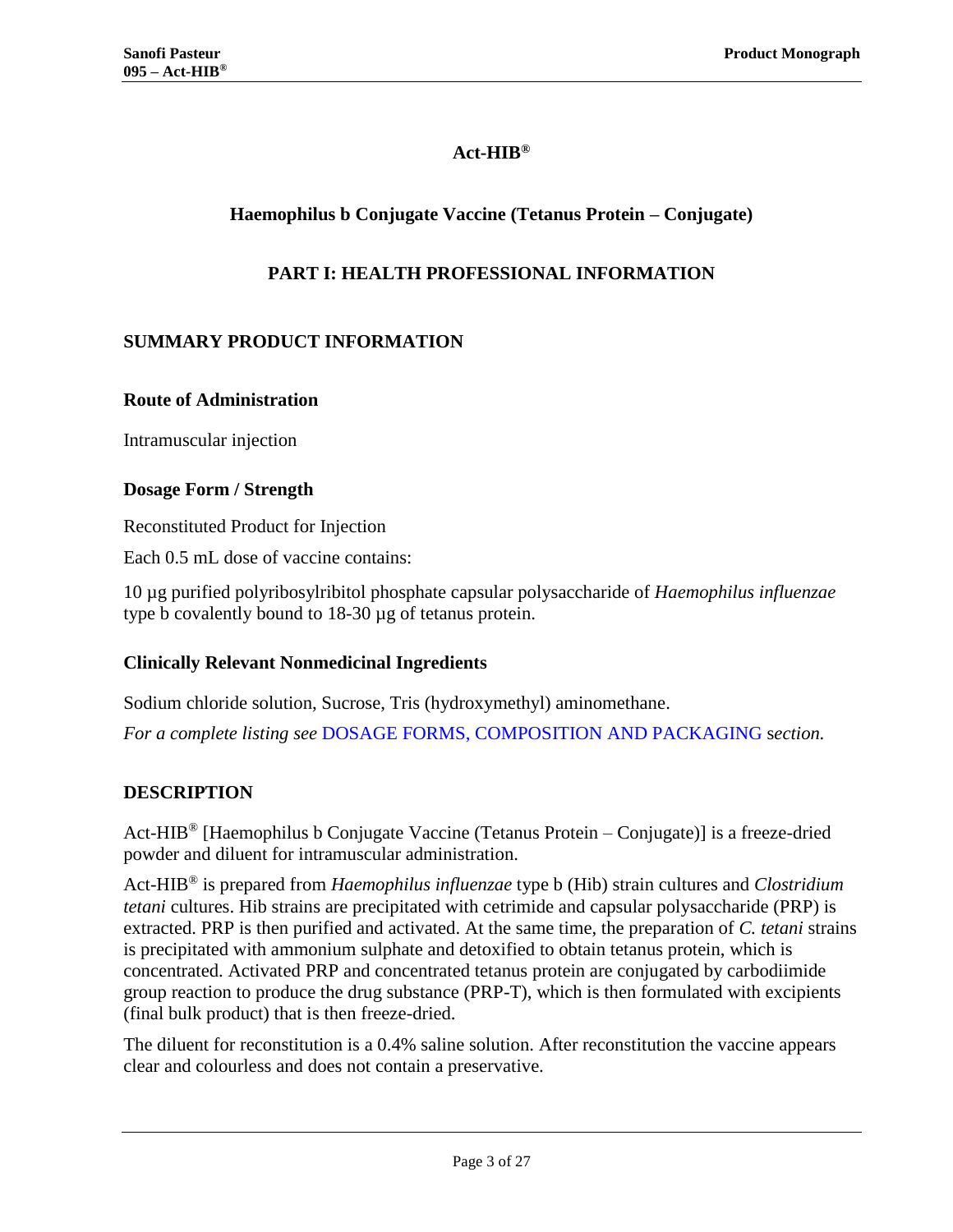# Act-HIB®

## Haemophilus b Conjugate Vaccine (Tetanus Protein – Conjugate)

## PART I: HEALTH PROFESSIONAL INFORMATION

### SUMMARY PRODUCT INFORMATION

#### Route of Administration

Intramuscular injection

#### Dosage Form / Strength

Reconstituted Product for Injection

Each 0.5 mL dose of vaccine contains:

10 µg purified polyribosylribitol phosphate capsular polysaccharide of *Haemophilus influenzae* type b covalently bound to 18-30 µg of tetanus protein.

#### Clinically Relevant Nonmedicinal Ingredients

Sodium chloride solution, Sucrose, Tris (hydroxymethyl) aminomethane.

*For a complete listing see* DOSAGE FORMS, COMPOSITION AND PACKAGING *section.*

### DESCRIPTION

Act-HIB® [Haemophilus b Conjugate Vaccine (Tetanus Protein – Conjugate)] is a freeze-dried powder and diluent for intramuscular administration.

Act-HIB® is prepared from *Haemophilus influenzae* type b (Hib) strain cultures and *Clostridium tetani* cultures. Hib strains are precipitated with cetrimide and capsular polysaccharide (PRP) is extracted. PRP is then purified and activated. At the same time, the preparation of *C. tetani* strains is precipitated with ammonium sulphate and detoxified to obtain tetanus protein, which is concentrated. Activated PRP and concentrated tetanus protein are conjugated by carbodiimide group reaction to produce the drug substance (PRP-T), which is then formulated with excipients (final bulk product) that is then freeze-dried.

The diluent for reconstitution is a 0.4% saline solution. After reconstitution the vaccine appears clear and colourless and does not contain a preservative.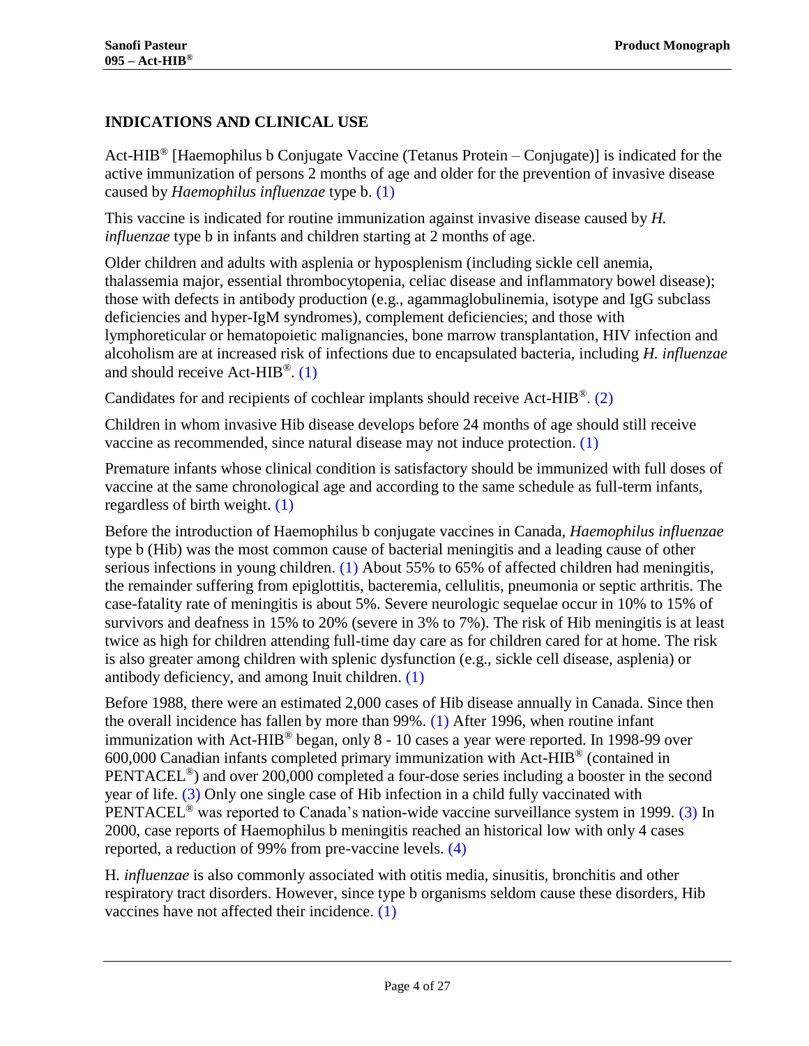## INDICATIONS AND CLINICAL USE

Act-HIB® [Haemophilus b Conjugate Vaccine (Tetanus Protein – Conjugate)] is indicated for the active immunization of persons 2 months of age and older for the prevention of invasive disease caused by *Haemophilus influenzae* type b. (1)

This vaccine is indicated for routine immunization against invasive disease caused by *H. influenzae* type b in infants and children starting at 2 months of age.

Older children and adults with asplenia or hyposplenism (including sickle cell anemia, thalassemia major, essential thrombocytopenia, celiac disease and inflammatory bowel disease); those with defects in antibody production (e.g., agammaglobulinemia, isotype and IgG subclass deficiencies and hyper-IgM syndromes), complement deficiencies; and those with lymphoreticular or hematopoietic malignancies, bone marrow transplantation, HIV infection and alcoholism are at increased risk of infections due to encapsulated bacteria, including *H. influenzae* and should receive Act-HIB®. (1)

Candidates for and recipients of cochlear implants should receive Act-HIB®. (2)

Children in whom invasive Hib disease develops before 24 months of age should still receive vaccine as recommended, since natural disease may not induce protection. (1)

Premature infants whose clinical condition is satisfactory should be immunized with full doses of vaccine at the same chronological age and according to the same schedule as full-term infants, regardless of birth weight. (1)

Before the introduction of Haemophilus b conjugate vaccines in Canada, *Haemophilus influenzae* type b (Hib) was the most common cause of bacterial meningitis and a leading cause of other serious infections in young children. (1) About 55% to 65% of affected children had meningitis, the remainder suffering from epiglottitis, bacteremia, cellulitis, pneumonia or septic arthritis. The case-fatality rate of meningitis is about 5%. Severe neurologic sequelae occur in 10% to 15% of survivors and deafness in 15% to 20% (severe in 3% to 7%). The risk of Hib meningitis is at least twice as high for children attending full-time day care as for children cared for at home. The risk is also greater among children with splenic dysfunction (e.g., sickle cell disease, asplenia) or antibody deficiency, and among Inuit children. (1)

Before 1988, there were an estimated 2,000 cases of Hib disease annually in Canada. Since then the overall incidence has fallen by more than 99%. (1) After 1996, when routine infant immunization with Act-HIB® began, only 8 - 10 cases a year were reported. In 1998-99 over 600,000 Canadian infants completed primary immunization with Act-HIB® (contained in PENTACEL®) and over 200,000 completed a four-dose series including a booster in the second year of life. (3) Only one single case of Hib infection in a child fully vaccinated with PENTACEL® was reported to Canada's nation-wide vaccine surveillance system in 1999. (3) In 2000, case reports of Haemophilus b meningitis reached an historical low with only 4 cases reported, a reduction of 99% from pre-vaccine levels. (4)

H. *influenzae* is also commonly associated with otitis media, sinusitis, bronchitis and other respiratory tract disorders. However, since type b organisms seldom cause these disorders, Hib vaccines have not affected their incidence. (1)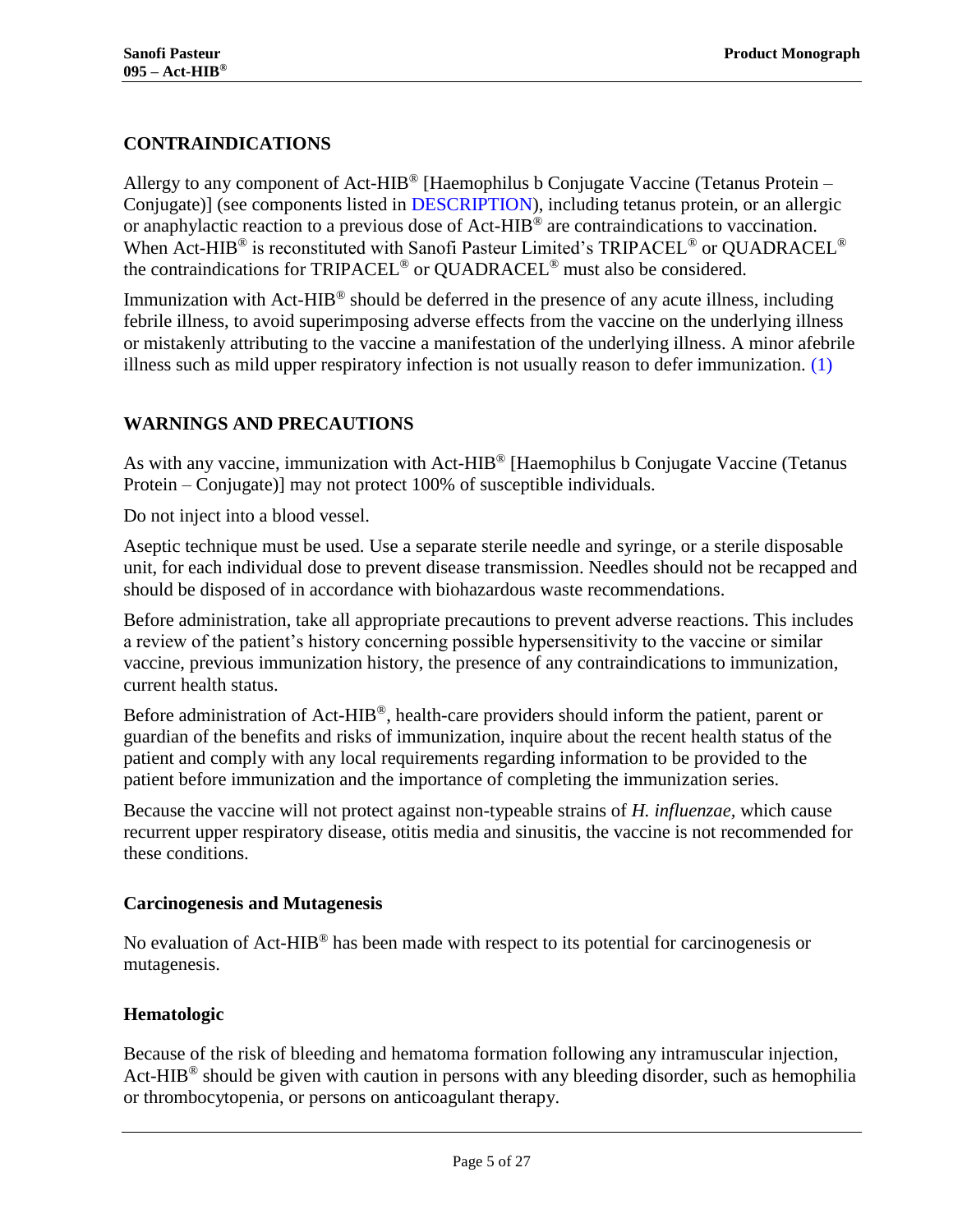## CONTRAINDICATIONS

Allergy to any component of Act-HIB® [Haemophilus b Conjugate Vaccine (Tetanus Protein – Conjugate)] (see components listed in DESCRIPTION), including tetanus protein, or an allergic or anaphylactic reaction to a previous dose of Act-HIB® are contraindications to vaccination. When Act-HIB® is reconstituted with Sanofi Pasteur Limited's TRIPACEL® or QUADRACEL® the contraindications for TRIPACEL® or QUADRACEL® must also be considered.

Immunization with Act-HIB® should be deferred in the presence of any acute illness, including febrile illness, to avoid superimposing adverse effects from the vaccine on the underlying illness or mistakenly attributing to the vaccine a manifestation of the underlying illness. A minor afebrile illness such as mild upper respiratory infection is not usually reason to defer immunization. (1)

## WARNINGS AND PRECAUTIONS

As with any vaccine, immunization with Act-HIB® [Haemophilus b Conjugate Vaccine (Tetanus Protein – Conjugate)] may not protect 100% of susceptible individuals.

Do not inject into a blood vessel.

Aseptic technique must be used. Use a separate sterile needle and syringe, or a sterile disposable unit, for each individual dose to prevent disease transmission. Needles should not be recapped and should be disposed of in accordance with biohazardous waste recommendations.

Before administration, take all appropriate precautions to prevent adverse reactions. This includes a review of the patient's history concerning possible hypersensitivity to the vaccine or similar vaccine, previous immunization history, the presence of any contraindications to immunization, current health status.

Before administration of Act-HIB®, health-care providers should inform the patient, parent or guardian of the benefits and risks of immunization, inquire about the recent health status of the patient and comply with any local requirements regarding information to be provided to the patient before immunization and the importance of completing the immunization series.

Because the vaccine will not protect against non-typeable strains of *H. influenzae*, which cause recurrent upper respiratory disease, otitis media and sinusitis, the vaccine is not recommended for these conditions.

### Carcinogenesis and Mutagenesis

No evaluation of Act-HIB® has been made with respect to its potential for carcinogenesis or mutagenesis.

### Hematologic

Because of the risk of bleeding and hematoma formation following any intramuscular injection, Act-HIB® should be given with caution in persons with any bleeding disorder, such as hemophilia or thrombocytopenia, or persons on anticoagulant therapy.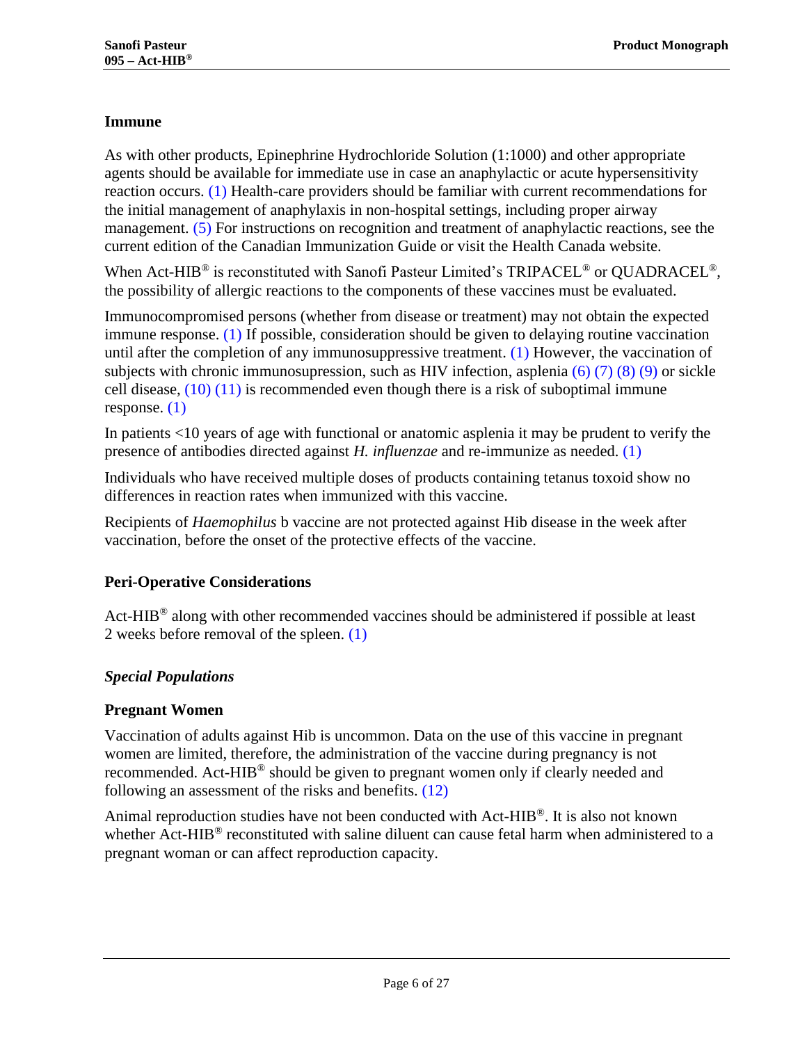### Immune

As with other products, Epinephrine Hydrochloride Solution (1:1000) and other appropriate agents should be available for immediate use in case an anaphylactic or acute hypersensitivity reaction occurs. (1) Health-care providers should be familiar with current recommendations for the initial management of anaphylaxis in non-hospital settings, including proper airway management. (5) For instructions on recognition and treatment of anaphylactic reactions, see the current edition of the Canadian Immunization Guide or visit the Health Canada website.

When Act-HIB® is reconstituted with Sanofi Pasteur Limited's TRIPACEL® or QUADRACEL®, the possibility of allergic reactions to the components of these vaccines must be evaluated.

Immunocompromised persons (whether from disease or treatment) may not obtain the expected immune response. (1) If possible, consideration should be given to delaying routine vaccination until after the completion of any immunosuppressive treatment. (1) However, the vaccination of subjects with chronic immunosupression, such as HIV infection, asplenia (6) (7) (8) (9) or sickle cell disease, (10) (11) is recommended even though there is a risk of suboptimal immune response. (1)

In patients <10 years of age with functional or anatomic asplenia it may be prudent to verify the presence of antibodies directed against *H. influenzae* and re-immunize as needed. (1)

Individuals who have received multiple doses of products containing tetanus toxoid show no differences in reaction rates when immunized with this vaccine.

Recipients of *Haemophilus* b vaccine are not protected against Hib disease in the week after vaccination, before the onset of the protective effects of the vaccine.

### Peri-Operative Considerations

Act-HIB® along with other recommended vaccines should be administered if possible at least 2 weeks before removal of the spleen. (1)

### *Special Populations*

### Pregnant Women

Vaccination of adults against Hib is uncommon. Data on the use of this vaccine in pregnant women are limited, therefore, the administration of the vaccine during pregnancy is not recommended. Act-HIB® should be given to pregnant women only if clearly needed and following an assessment of the risks and benefits. (12)

Animal reproduction studies have not been conducted with Act-HIB®. It is also not known whether Act-HIB® reconstituted with saline diluent can cause fetal harm when administered to a pregnant woman or can affect reproduction capacity.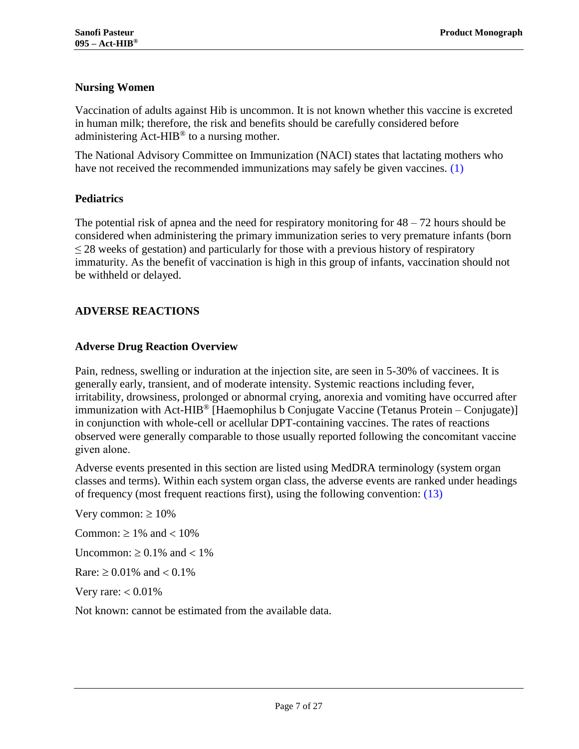### Nursing Women

Vaccination of adults against Hib is uncommon. It is not known whether this vaccine is excreted in human milk; therefore, the risk and benefits should be carefully considered before administering Act-HIB® to a nursing mother.

The National Advisory Committee on Immunization (NACI) states that lactating mothers who have not received the recommended immunizations may safely be given vaccines. (1)

### Pediatrics

The potential risk of apnea and the need for respiratory monitoring for 48 – 72 hours should be considered when administering the primary immunization series to very premature infants (born ≤ 28 weeks of gestation) and particularly for those with a previous history of respiratory immaturity. As the benefit of vaccination is high in this group of infants, vaccination should not be withheld or delayed.

## ADVERSE REACTIONS

### Adverse Drug Reaction Overview

Pain, redness, swelling or induration at the injection site, are seen in 5-30% of vaccinees. It is generally early, transient, and of moderate intensity. Systemic reactions including fever, irritability, drowsiness, prolonged or abnormal crying, anorexia and vomiting have occurred after immunization with Act-HIB® [Haemophilus b Conjugate Vaccine (Tetanus Protein – Conjugate)] in conjunction with whole-cell or acellular DPT-containing vaccines. The rates of reactions observed were generally comparable to those usually reported following the concomitant vaccine given alone.

Adverse events presented in this section are listed using MedDRA terminology (system organ classes and terms). Within each system organ class, the adverse events are ranked under headings of frequency (most frequent reactions first), using the following convention: (13)

Very common: ≥ 10%

Common: ≥ 1% and < 10%

Uncommon: ≥ 0.1% and < 1%

Rare: ≥ 0.01% and < 0.1%

Very rare: < 0.01%

Not known: cannot be estimated from the available data.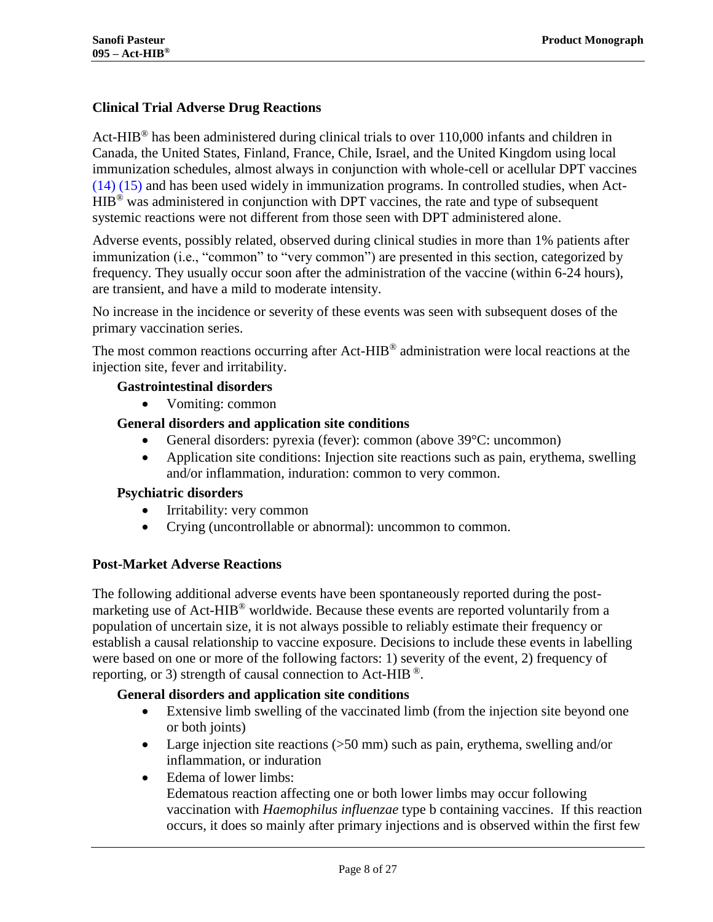## Clinical Trial Adverse Drug Reactions

Act-HIB® has been administered during clinical trials to over 110,000 infants and children in Canada, the United States, Finland, France, Chile, Israel, and the United Kingdom using local immunization schedules, almost always in conjunction with whole-cell or acellular DPT vaccines (14) (15) and has been used widely in immunization programs. In controlled studies, when Act-HIB® was administered in conjunction with DPT vaccines, the rate and type of subsequent systemic reactions were not different from those seen with DPT administered alone.

Adverse events, possibly related, observed during clinical studies in more than 1% patients after immunization (i.e., "common" to "very common") are presented in this section, categorized by frequency. They usually occur soon after the administration of the vaccine (within 6-24 hours), are transient, and have a mild to moderate intensity.

No increase in the incidence or severity of these events was seen with subsequent doses of the primary vaccination series.

The most common reactions occurring after Act-HIB® administration were local reactions at the injection site, fever and irritability.

**Gastrointestinal disorders**

- Vomiting: common

**General disorders and application site conditions**

- General disorders: pyrexia (fever): common (above 39°C: uncommon)
- Application site conditions: Injection site reactions such as pain, erythema, swelling and/or inflammation, induration: common to very common.

**Psychiatric disorders**

- Irritability: very common
- Crying (uncontrollable or abnormal): uncommon to common.

## Post-Market Adverse Reactions

The following additional adverse events have been spontaneously reported during the post-marketing use of Act-HIB® worldwide. Because these events are reported voluntarily from a population of uncertain size, it is not always possible to reliably estimate their frequency or establish a causal relationship to vaccine exposure. Decisions to include these events in labelling were based on one or more of the following factors: 1) severity of the event, 2) frequency of reporting, or 3) strength of causal connection to Act-HIB ®.

**General disorders and application site conditions**

- Extensive limb swelling of the vaccinated limb (from the injection site beyond one or both joints)
- Large injection site reactions (>50 mm) such as pain, erythema, swelling and/or inflammation, or induration
- Edema of lower limbs:
  Edematous reaction affecting one or both lower limbs may occur following vaccination with *Haemophilus influenzae* type b containing vaccines. If this reaction occurs, it does so mainly after primary injections and is observed within the first few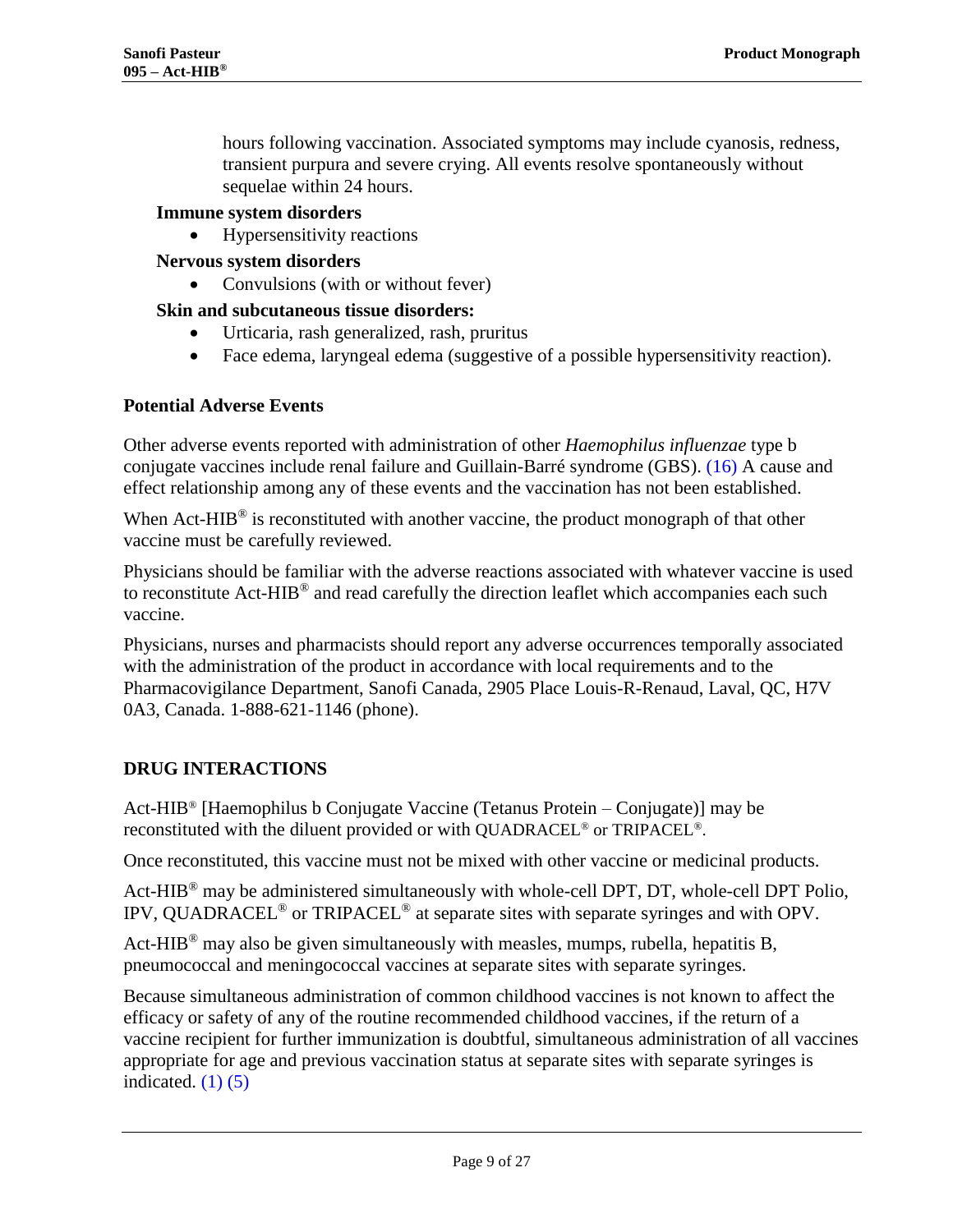hours following vaccination. Associated symptoms may include cyanosis, redness, transient purpura and severe crying. All events resolve spontaneously without sequelae within 24 hours.

**Immune system disorders**

- Hypersensitivity reactions

**Nervous system disorders**

- Convulsions (with or without fever)

**Skin and subcutaneous tissue disorders:**

- Urticaria, rash generalized, rash, pruritus
- Face edema, laryngeal edema (suggestive of a possible hypersensitivity reaction).

### Potential Adverse Events

Other adverse events reported with administration of other *Haemophilus influenzae* type b conjugate vaccines include renal failure and Guillain-Barré syndrome (GBS). (16) A cause and effect relationship among any of these events and the vaccination has not been established.

When Act-HIB® is reconstituted with another vaccine, the product monograph of that other vaccine must be carefully reviewed.

Physicians should be familiar with the adverse reactions associated with whatever vaccine is used to reconstitute Act-HIB® and read carefully the direction leaflet which accompanies each such vaccine.

Physicians, nurses and pharmacists should report any adverse occurrences temporally associated with the administration of the product in accordance with local requirements and to the Pharmacovigilance Department, Sanofi Canada, 2905 Place Louis-R-Renaud, Laval, QC, H7V 0A3, Canada. 1-888-621-1146 (phone).

## DRUG INTERACTIONS

Act-HIB® [Haemophilus b Conjugate Vaccine (Tetanus Protein – Conjugate)] may be reconstituted with the diluent provided or with QUADRACEL® or TRIPACEL®.

Once reconstituted, this vaccine must not be mixed with other vaccine or medicinal products.

Act-HIB® may be administered simultaneously with whole-cell DPT, DT, whole-cell DPT Polio, IPV, QUADRACEL® or TRIPACEL® at separate sites with separate syringes and with OPV.

Act-HIB® may also be given simultaneously with measles, mumps, rubella, hepatitis B, pneumococcal and meningococcal vaccines at separate sites with separate syringes.

Because simultaneous administration of common childhood vaccines is not known to affect the efficacy or safety of any of the routine recommended childhood vaccines, if the return of a vaccine recipient for further immunization is doubtful, simultaneous administration of all vaccines appropriate for age and previous vaccination status at separate sites with separate syringes is indicated. (1) (5)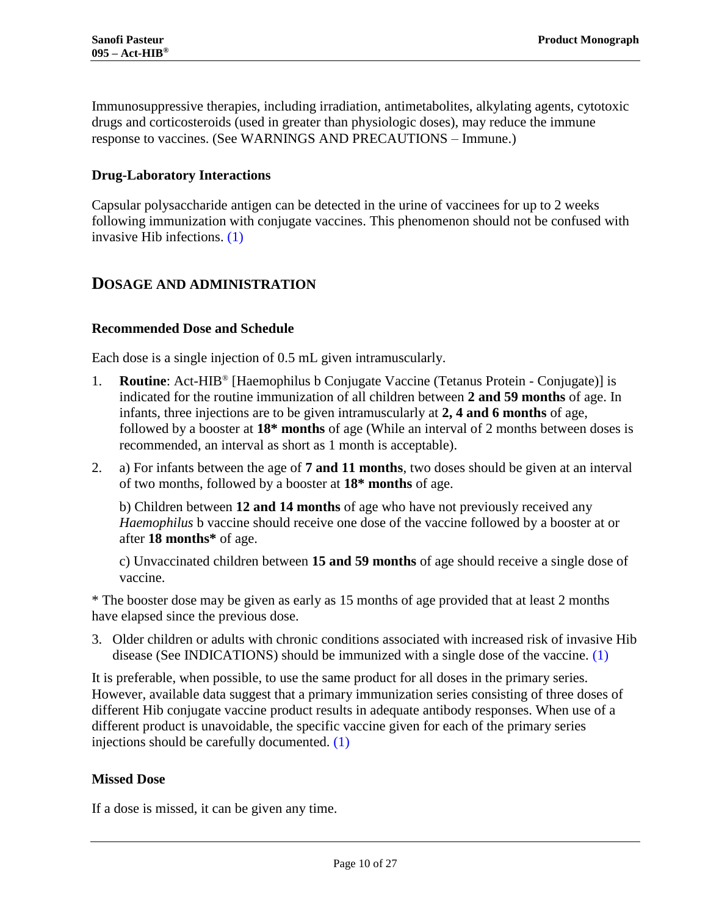Immunosuppressive therapies, including irradiation, antimetabolites, alkylating agents, cytotoxic drugs and corticosteroids (used in greater than physiologic doses), may reduce the immune response to vaccines. (See WARNINGS AND PRECAUTIONS – Immune.)

### Drug-Laboratory Interactions

Capsular polysaccharide antigen can be detected in the urine of vaccinees for up to 2 weeks following immunization with conjugate vaccines. This phenomenon should not be confused with invasive Hib infections. (1)

## DOSAGE AND ADMINISTRATION

### Recommended Dose and Schedule

Each dose is a single injection of 0.5 mL given intramuscularly.

1. **Routine**: Act-HIB® [Haemophilus b Conjugate Vaccine (Tetanus Protein - Conjugate)] is indicated for the routine immunization of all children between **2 and 59 months** of age. In infants, three injections are to be given intramuscularly at **2, 4 and 6 months** of age, followed by a booster at **18* months** of age (While an interval of 2 months between doses is recommended, an interval as short as 1 month is acceptable).

2. a) For infants between the age of **7 and 11 months**, two doses should be given at an interval of two months, followed by a booster at **18* months** of age.

   b) Children between **12 and 14 months** of age who have not previously received any *Haemophilus* b vaccine should receive one dose of the vaccine followed by a booster at or after **18 months*** of age.

   c) Unvaccinated children between **15 and 59 months** of age should receive a single dose of vaccine.

* The booster dose may be given as early as 15 months of age provided that at least 2 months have elapsed since the previous dose.

3. Older children or adults with chronic conditions associated with increased risk of invasive Hib disease (See INDICATIONS) should be immunized with a single dose of the vaccine. (1)

It is preferable, when possible, to use the same product for all doses in the primary series. However, available data suggest that a primary immunization series consisting of three doses of different Hib conjugate vaccine product results in adequate antibody responses. When use of a different product is unavoidable, the specific vaccine given for each of the primary series injections should be carefully documented. (1)

### Missed Dose

If a dose is missed, it can be given any time.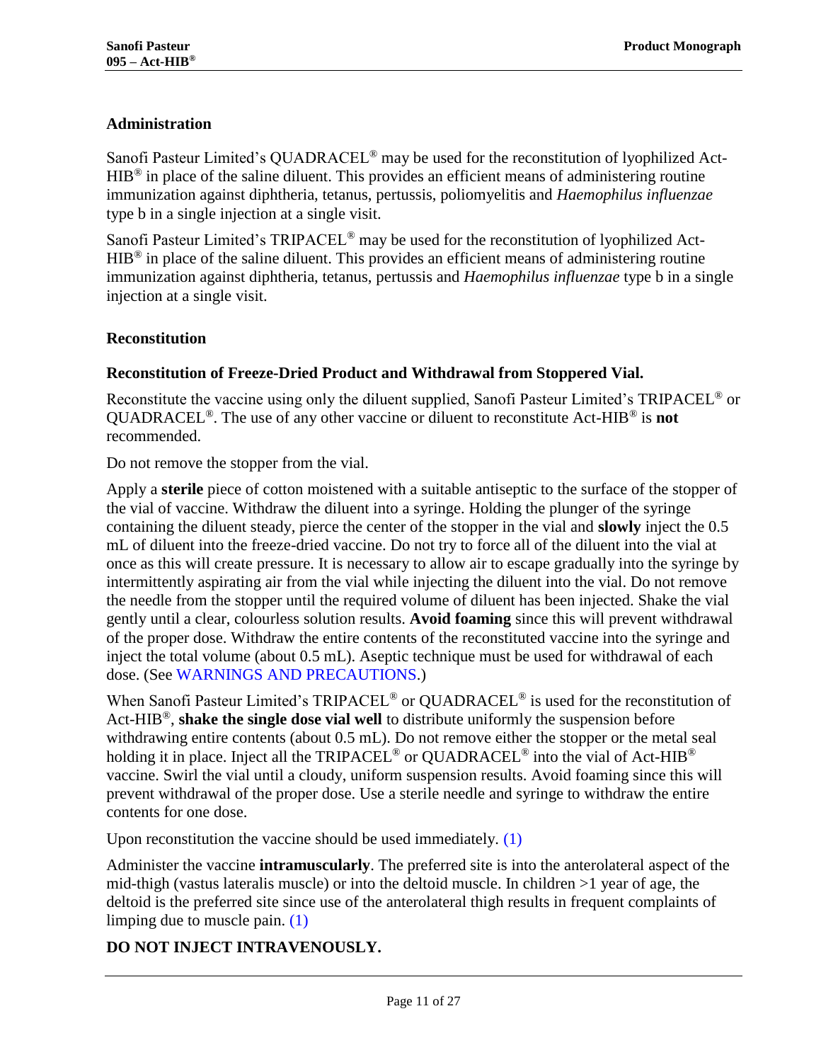### Administration

Sanofi Pasteur Limited's QUADRACEL® may be used for the reconstitution of lyophilized Act-HIB® in place of the saline diluent. This provides an efficient means of administering routine immunization against diphtheria, tetanus, pertussis, poliomyelitis and *Haemophilus influenzae* type b in a single injection at a single visit.

Sanofi Pasteur Limited's TRIPACEL® may be used for the reconstitution of lyophilized Act-HIB® in place of the saline diluent. This provides an efficient means of administering routine immunization against diphtheria, tetanus, pertussis and *Haemophilus influenzae* type b in a single injection at a single visit.

### Reconstitution

#### Reconstitution of Freeze-Dried Product and Withdrawal from Stoppered Vial.

Reconstitute the vaccine using only the diluent supplied, Sanofi Pasteur Limited's TRIPACEL® or QUADRACEL®. The use of any other vaccine or diluent to reconstitute Act-HIB® is **not** recommended.

Do not remove the stopper from the vial.

Apply a **sterile** piece of cotton moistened with a suitable antiseptic to the surface of the stopper of the vial of vaccine. Withdraw the diluent into a syringe. Holding the plunger of the syringe containing the diluent steady, pierce the center of the stopper in the vial and **slowly** inject the 0.5 mL of diluent into the freeze-dried vaccine. Do not try to force all of the diluent into the vial at once as this will create pressure. It is necessary to allow air to escape gradually into the syringe by intermittently aspirating air from the vial while injecting the diluent into the vial. Do not remove the needle from the stopper until the required volume of diluent has been injected. Shake the vial gently until a clear, colourless solution results. **Avoid foaming** since this will prevent withdrawal of the proper dose. Withdraw the entire contents of the reconstituted vaccine into the syringe and inject the total volume (about 0.5 mL). Aseptic technique must be used for withdrawal of each dose. (See WARNINGS AND PRECAUTIONS.)

When Sanofi Pasteur Limited's TRIPACEL® or QUADRACEL® is used for the reconstitution of Act-HIB®, **shake the single dose vial well** to distribute uniformly the suspension before withdrawing entire contents (about 0.5 mL). Do not remove either the stopper or the metal seal holding it in place. Inject all the TRIPACEL® or QUADRACEL® into the vial of Act-HIB® vaccine. Swirl the vial until a cloudy, uniform suspension results. Avoid foaming since this will prevent withdrawal of the proper dose. Use a sterile needle and syringe to withdraw the entire contents for one dose.

Upon reconstitution the vaccine should be used immediately. (1)

Administer the vaccine **intramuscularly**. The preferred site is into the anterolateral aspect of the mid-thigh (vastus lateralis muscle) or into the deltoid muscle. In children >1 year of age, the deltoid is the preferred site since use of the anterolateral thigh results in frequent complaints of limping due to muscle pain. (1)

**DO NOT INJECT INTRAVENOUSLY.**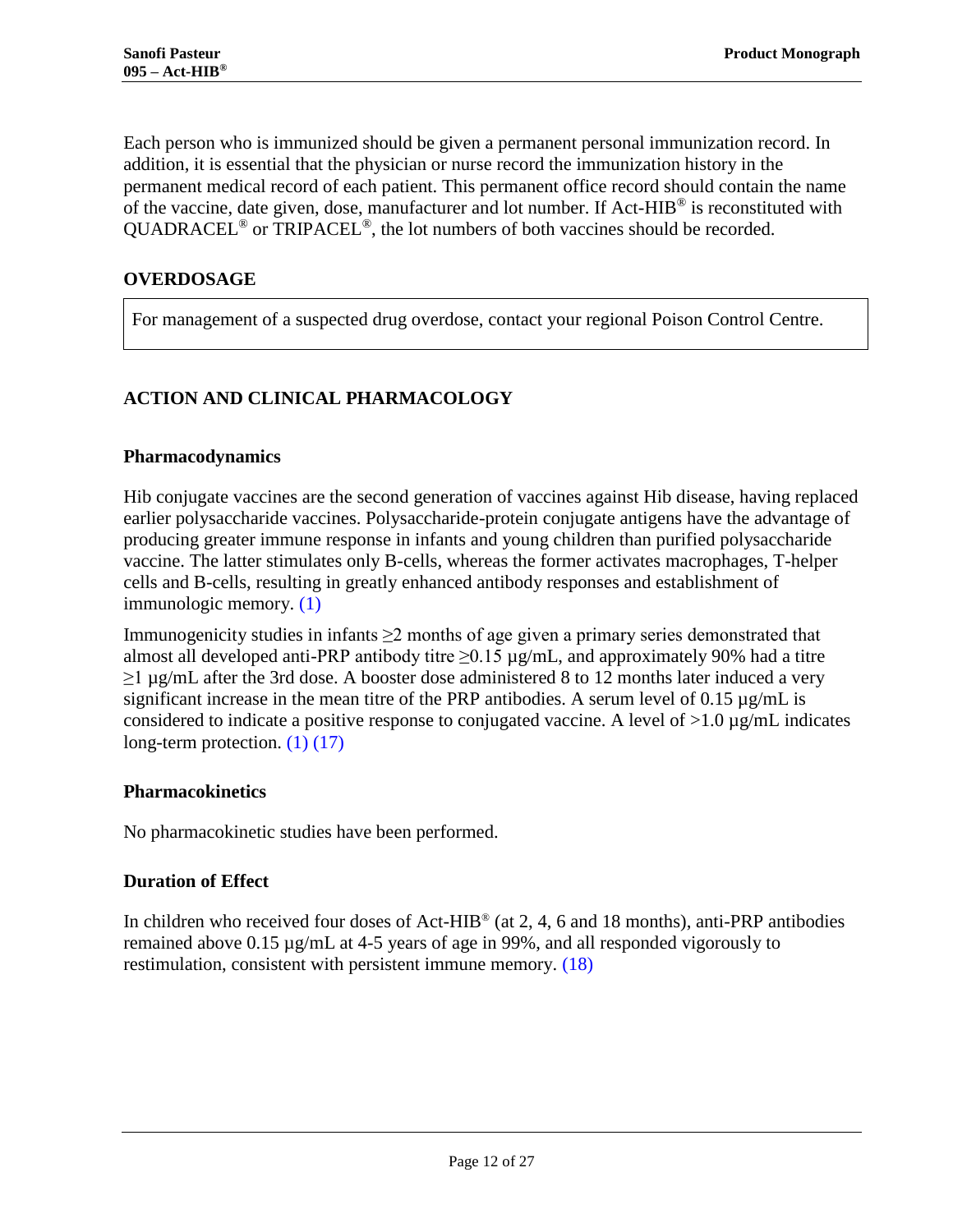Each person who is immunized should be given a permanent personal immunization record. In addition, it is essential that the physician or nurse record the immunization history in the permanent medical record of each patient. This permanent office record should contain the name of the vaccine, date given, dose, manufacturer and lot number. If Act-HIB® is reconstituted with QUADRACEL® or TRIPACEL®, the lot numbers of both vaccines should be recorded.

## OVERDOSAGE

For management of a suspected drug overdose, contact your regional Poison Control Centre.

## ACTION AND CLINICAL PHARMACOLOGY

### Pharmacodynamics

Hib conjugate vaccines are the second generation of vaccines against Hib disease, having replaced earlier polysaccharide vaccines. Polysaccharide-protein conjugate antigens have the advantage of producing greater immune response in infants and young children than purified polysaccharide vaccine. The latter stimulates only B-cells, whereas the former activates macrophages, T-helper cells and B-cells, resulting in greatly enhanced antibody responses and establishment of immunologic memory. (1)

Immunogenicity studies in infants ≥2 months of age given a primary series demonstrated that almost all developed anti-PRP antibody titre ≥0.15 µg/mL, and approximately 90% had a titre ≥1 µg/mL after the 3rd dose. A booster dose administered 8 to 12 months later induced a very significant increase in the mean titre of the PRP antibodies. A serum level of 0.15 µg/mL is considered to indicate a positive response to conjugated vaccine. A level of >1.0 µg/mL indicates long-term protection. (1) (17)

### Pharmacokinetics

No pharmacokinetic studies have been performed.

### Duration of Effect

In children who received four doses of Act-HIB® (at 2, 4, 6 and 18 months), anti-PRP antibodies remained above 0.15 µg/mL at 4-5 years of age in 99%, and all responded vigorously to restimulation, consistent with persistent immune memory. (18)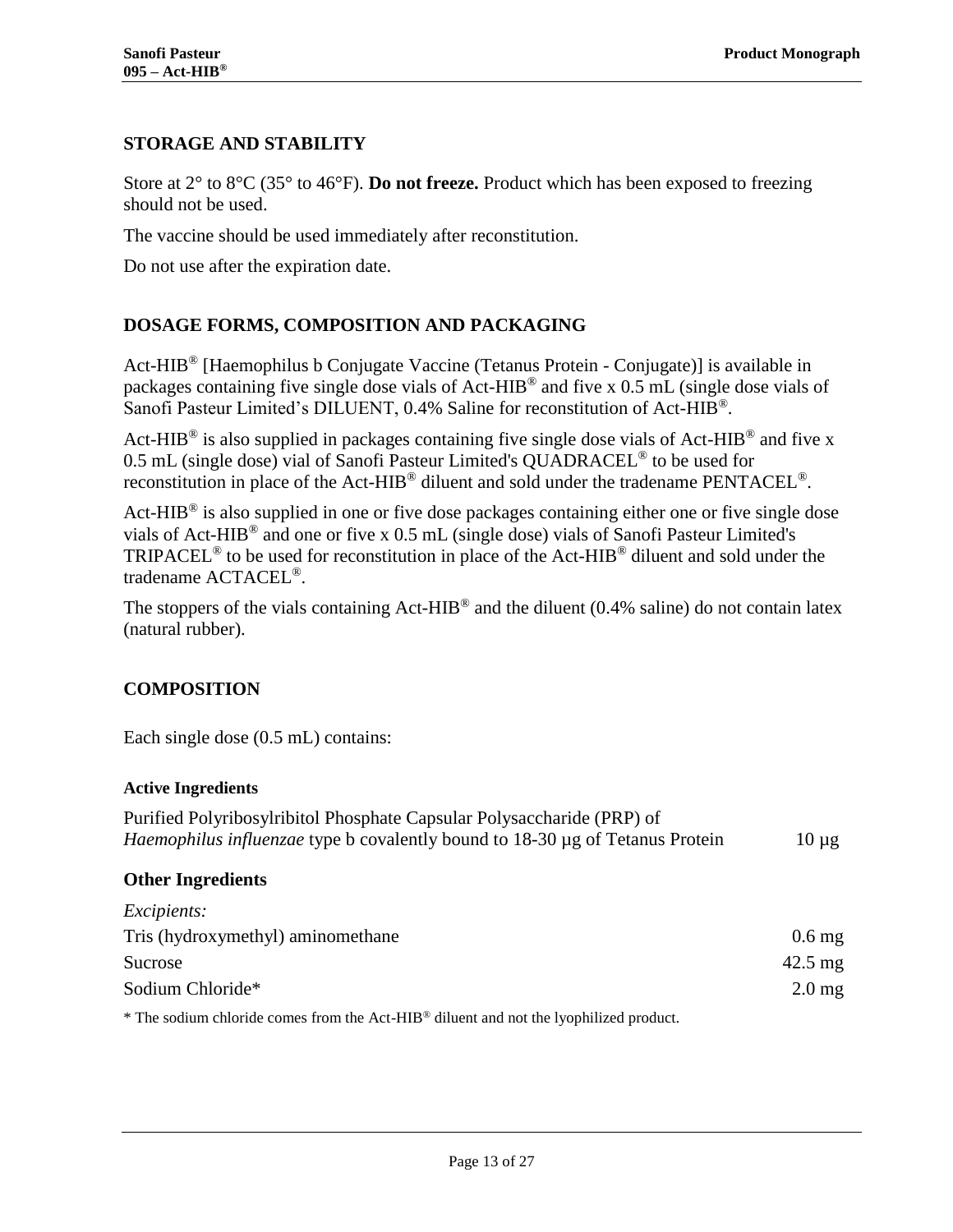## STORAGE AND STABILITY

Store at 2° to 8°C (35° to 46°F). **Do not freeze.** Product which has been exposed to freezing should not be used.

The vaccine should be used immediately after reconstitution.

Do not use after the expiration date.

## DOSAGE FORMS, COMPOSITION AND PACKAGING

Act-HIB® [Haemophilus b Conjugate Vaccine (Tetanus Protein - Conjugate)] is available in packages containing five single dose vials of Act-HIB® and five x 0.5 mL (single dose vials of Sanofi Pasteur Limited's DILUENT, 0.4% Saline for reconstitution of Act-HIB®.

Act-HIB® is also supplied in packages containing five single dose vials of Act-HIB® and five x 0.5 mL (single dose) vial of Sanofi Pasteur Limited's QUADRACEL® to be used for reconstitution in place of the Act-HIB® diluent and sold under the tradename PENTACEL®.

Act-HIB® is also supplied in one or five dose packages containing either one or five single dose vials of Act-HIB® and one or five x 0.5 mL (single dose) vials of Sanofi Pasteur Limited's TRIPACEL® to be used for reconstitution in place of the Act-HIB® diluent and sold under the tradename ACTACEL®.

The stoppers of the vials containing Act-HIB® and the diluent (0.4% saline) do not contain latex (natural rubber).

## COMPOSITION

Each single dose (0.5 mL) contains:

#### Active Ingredients

| | |
|---|---|
| Purified Polyribosylribitol Phosphate Capsular Polysaccharide (PRP) of *Haemophilus influenzae* type b covalently bound to 18-30 µg of Tetanus Protein | 10 µg |

### Other Ingredients

*Excipients:*

| | |
|---|---|
| Tris (hydroxymethyl) aminomethane | 0.6 mg |
| Sucrose | 42.5 mg |
| Sodium Chloride* | 2.0 mg |

\* The sodium chloride comes from the Act-HIB® diluent and not the lyophilized product.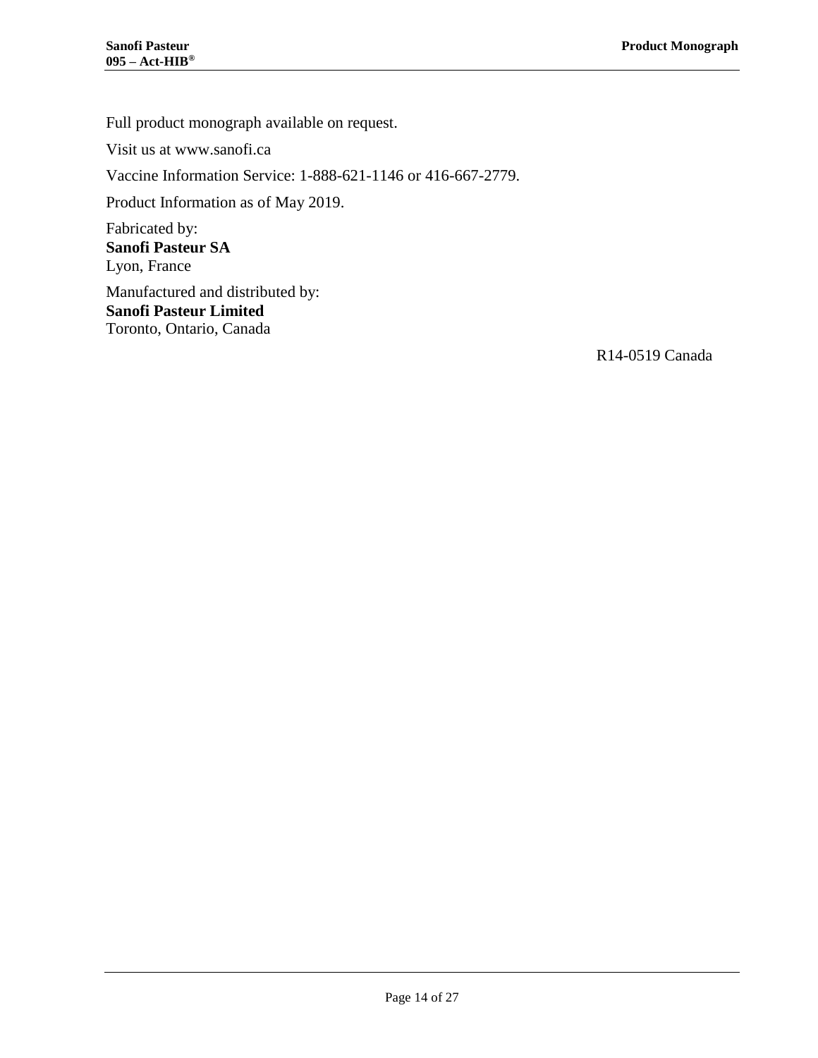Full product monograph available on request.

Visit us at www.sanofi.ca

Vaccine Information Service: 1-888-621-1146 or 416-667-2779.

Product Information as of May 2019.

Fabricated by:
**Sanofi Pasteur SA**
Lyon, France

Manufactured and distributed by:
**Sanofi Pasteur Limited**
Toronto, Ontario, Canada

R14-0519 Canada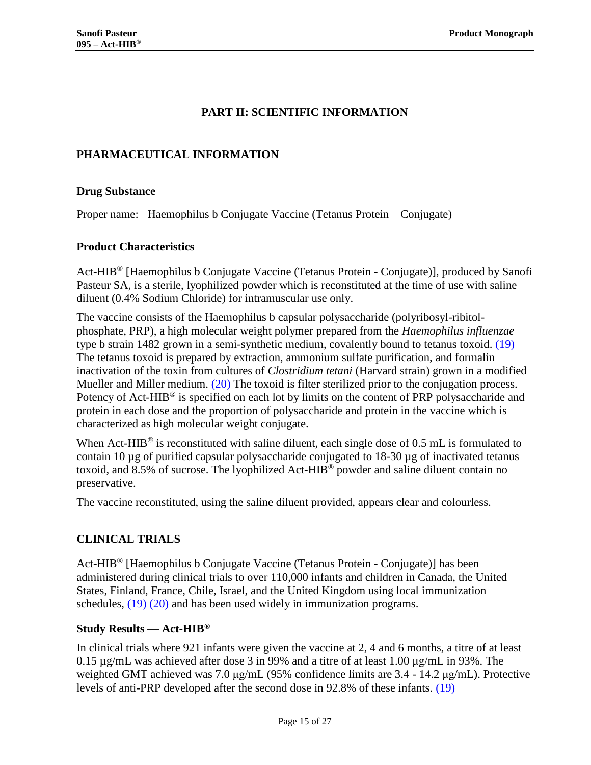# PART II: SCIENTIFIC INFORMATION

## PHARMACEUTICAL INFORMATION

### Drug Substance

Proper name: Haemophilus b Conjugate Vaccine (Tetanus Protein – Conjugate)

### Product Characteristics

Act-HIB® [Haemophilus b Conjugate Vaccine (Tetanus Protein - Conjugate)], produced by Sanofi Pasteur SA, is a sterile, lyophilized powder which is reconstituted at the time of use with saline diluent (0.4% Sodium Chloride) for intramuscular use only.

The vaccine consists of the Haemophilus b capsular polysaccharide (polyribosyl-ribitol-phosphate, PRP), a high molecular weight polymer prepared from the *Haemophilus influenzae* type b strain 1482 grown in a semi-synthetic medium, covalently bound to tetanus toxoid. (19) The tetanus toxoid is prepared by extraction, ammonium sulfate purification, and formalin inactivation of the toxin from cultures of *Clostridium tetani* (Harvard strain) grown in a modified Mueller and Miller medium. (20) The toxoid is filter sterilized prior to the conjugation process. Potency of Act-HIB® is specified on each lot by limits on the content of PRP polysaccharide and protein in each dose and the proportion of polysaccharide and protein in the vaccine which is characterized as high molecular weight conjugate.

When Act-HIB® is reconstituted with saline diluent, each single dose of 0.5 mL is formulated to contain 10 µg of purified capsular polysaccharide conjugated to 18-30 µg of inactivated tetanus toxoid, and 8.5% of sucrose. The lyophilized Act-HIB® powder and saline diluent contain no preservative.

The vaccine reconstituted, using the saline diluent provided, appears clear and colourless.

## CLINICAL TRIALS

Act-HIB® [Haemophilus b Conjugate Vaccine (Tetanus Protein - Conjugate)] has been administered during clinical trials to over 110,000 infants and children in Canada, the United States, Finland, France, Chile, Israel, and the United Kingdom using local immunization schedules, (19) (20) and has been used widely in immunization programs.

### Study Results — Act-HIB®

In clinical trials where 921 infants were given the vaccine at 2, 4 and 6 months, a titre of at least 0.15 µg/mL was achieved after dose 3 in 99% and a titre of at least 1.00 µg/mL in 93%. The weighted GMT achieved was 7.0 µg/mL (95% confidence limits are 3.4 - 14.2 µg/mL). Protective levels of anti-PRP developed after the second dose in 92.8% of these infants. (19)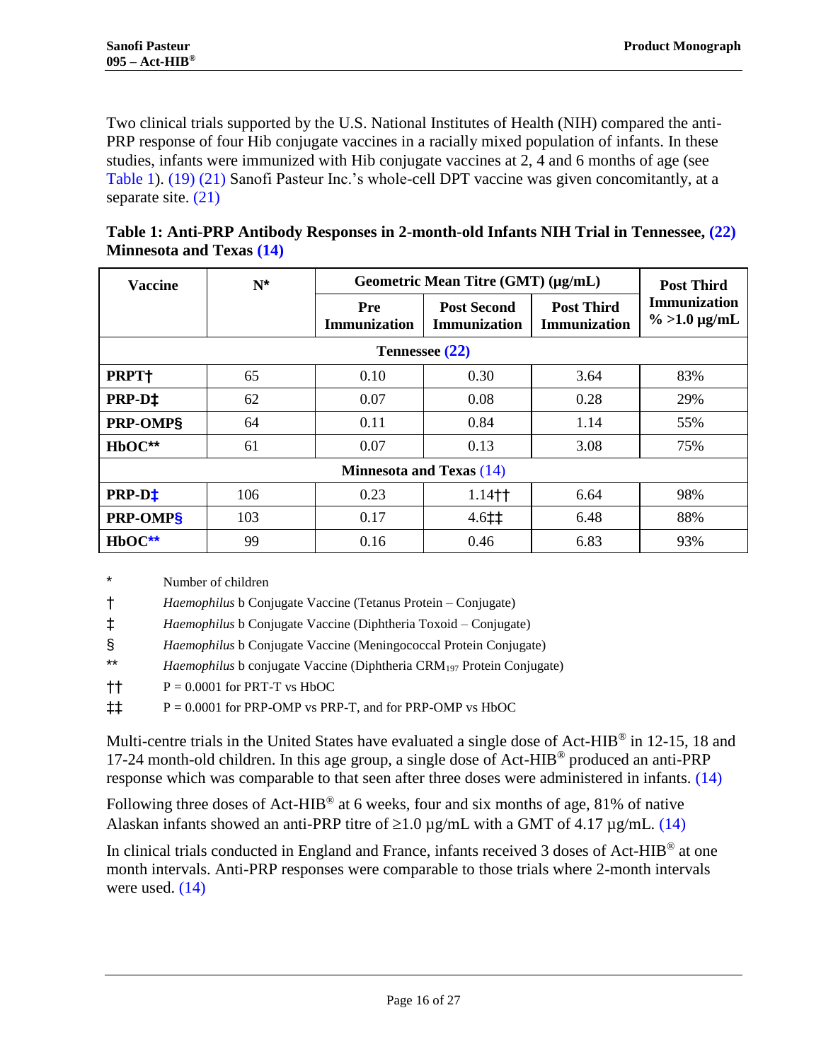Two clinical trials supported by the U.S. National Institutes of Health (NIH) compared the anti-PRP response of four Hib conjugate vaccines in a racially mixed population of infants. In these studies, infants were immunized with Hib conjugate vaccines at 2, 4 and 6 months of age (see Table 1). (19) (21) Sanofi Pasteur Inc.'s whole-cell DPT vaccine was given concomitantly, at a separate site. (21)

**Table 1: Anti-PRP Antibody Responses in 2-month-old Infants NIH Trial in Tennessee, (22) Minnesota and Texas (14)**

| Vaccine | N* | Geometric Mean Titre (GMT) (µg/mL) | | | Post Third Immunization % >1.0 µg/mL |
|---|---|---|---|---|---|
| | | Pre Immunization | Post Second Immunization | Post Third Immunization | |
| **Tennessee (22)** | | | | | |
| **PRPT†** | 65 | 0.10 | 0.30 | 3.64 | 83% |
| **PRP-D‡** | 62 | 0.07 | 0.08 | 0.28 | 29% |
| **PRP-OMP§** | 64 | 0.11 | 0.84 | 1.14 | 55% |
| **HbOC**** | 61 | 0.07 | 0.13 | 3.08 | 75% |
| **Minnesota and Texas (14)** | | | | | |
| **PRP-D‡** | 106 | 0.23 | 1.14†† | 6.64 | 98% |
| **PRP-OMP§** | 103 | 0.17 | 4.6‡‡ | 6.48 | 88% |
| **HbOC**** | 99 | 0.16 | 0.46 | 6.83 | 93% |

\* Number of children

† *Haemophilus* b Conjugate Vaccine (Tetanus Protein – Conjugate)

‡ *Haemophilus* b Conjugate Vaccine (Diphtheria Toxoid – Conjugate)

§ *Haemophilus* b Conjugate Vaccine (Meningococcal Protein Conjugate)

** *Haemophilus* b conjugate Vaccine (Diphtheria $CRM_{197}$ Protein Conjugate)

†† P = 0.0001 for PRT-T vs HbOC

‡‡ P = 0.0001 for PRP-OMP vs PRP-T, and for PRP-OMP vs HbOC

Multi-centre trials in the United States have evaluated a single dose of Act-HIB® in 12-15, 18 and 17-24 month-old children. In this age group, a single dose of Act-HIB® produced an anti-PRP response which was comparable to that seen after three doses were administered in infants. (14)

Following three doses of Act-HIB® at 6 weeks, four and six months of age, 81% of native Alaskan infants showed an anti-PRP titre of ≥1.0 µg/mL with a GMT of 4.17 µg/mL. (14)

In clinical trials conducted in England and France, infants received 3 doses of Act-HIB® at one month intervals. Anti-PRP responses were comparable to those trials where 2-month intervals were used. (14)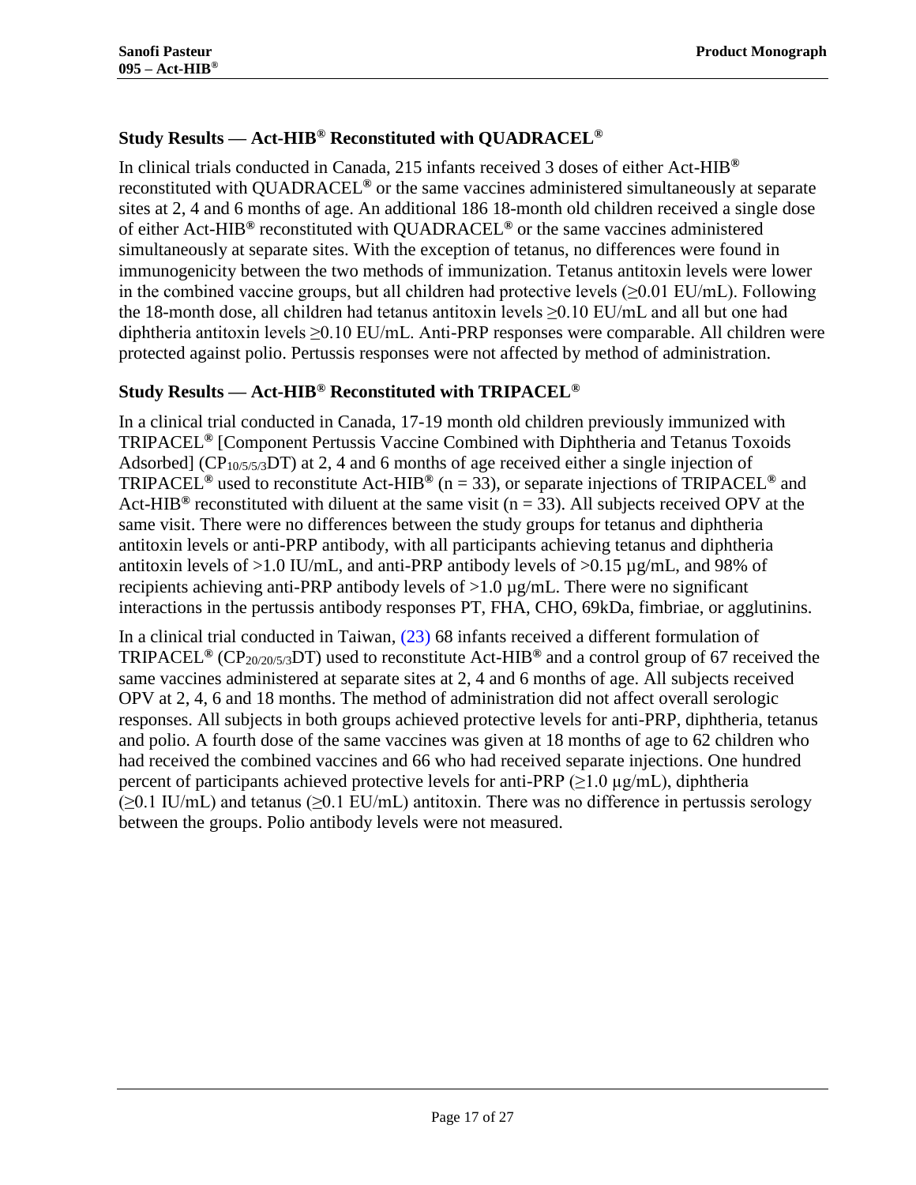### Study Results — Act-HIB® Reconstituted with QUADRACEL®

In clinical trials conducted in Canada, 215 infants received 3 doses of either Act-HIB® reconstituted with QUADRACEL® or the same vaccines administered simultaneously at separate sites at 2, 4 and 6 months of age. An additional 186 18-month old children received a single dose of either Act-HIB® reconstituted with QUADRACEL® or the same vaccines administered simultaneously at separate sites. With the exception of tetanus, no differences were found in immunogenicity between the two methods of immunization. Tetanus antitoxin levels were lower in the combined vaccine groups, but all children had protective levels (≥0.01 EU/mL). Following the 18-month dose, all children had tetanus antitoxin levels ≥0.10 EU/mL and all but one had diphtheria antitoxin levels ≥0.10 EU/mL. Anti-PRP responses were comparable. All children were protected against polio. Pertussis responses were not affected by method of administration.

### Study Results — Act-HIB® Reconstituted with TRIPACEL®

In a clinical trial conducted in Canada, 17-19 month old children previously immunized with TRIPACEL® [Component Pertussis Vaccine Combined with Diphtheria and Tetanus Toxoids Adsorbed] ($CP_{10/5/5/3}DT$) at 2, 4 and 6 months of age received either a single injection of TRIPACEL® used to reconstitute Act-HIB® (n = 33), or separate injections of TRIPACEL® and Act-HIB® reconstituted with diluent at the same visit (n = 33). All subjects received OPV at the same visit. There were no differences between the study groups for tetanus and diphtheria antitoxin levels or anti-PRP antibody, with all participants achieving tetanus and diphtheria antitoxin levels of >1.0 IU/mL, and anti-PRP antibody levels of >0.15 µg/mL, and 98% of recipients achieving anti-PRP antibody levels of >1.0 µg/mL. There were no significant interactions in the pertussis antibody responses PT, FHA, CHO, 69kDa, fimbriae, or agglutinins.

In a clinical trial conducted in Taiwan, (23) 68 infants received a different formulation of TRIPACEL® ($CP_{20/20/5/3}DT$) used to reconstitute Act-HIB® and a control group of 67 received the same vaccines administered at separate sites at 2, 4 and 6 months of age. All subjects received OPV at 2, 4, 6 and 18 months. The method of administration did not affect overall serologic responses. All subjects in both groups achieved protective levels for anti-PRP, diphtheria, tetanus and polio. A fourth dose of the same vaccines was given at 18 months of age to 62 children who had received the combined vaccines and 66 who had received separate injections. One hundred percent of participants achieved protective levels for anti-PRP (≥1.0 µg/mL), diphtheria (≥0.1 IU/mL) and tetanus (≥0.1 EU/mL) antitoxin. There was no difference in pertussis serology between the groups. Polio antibody levels were not measured.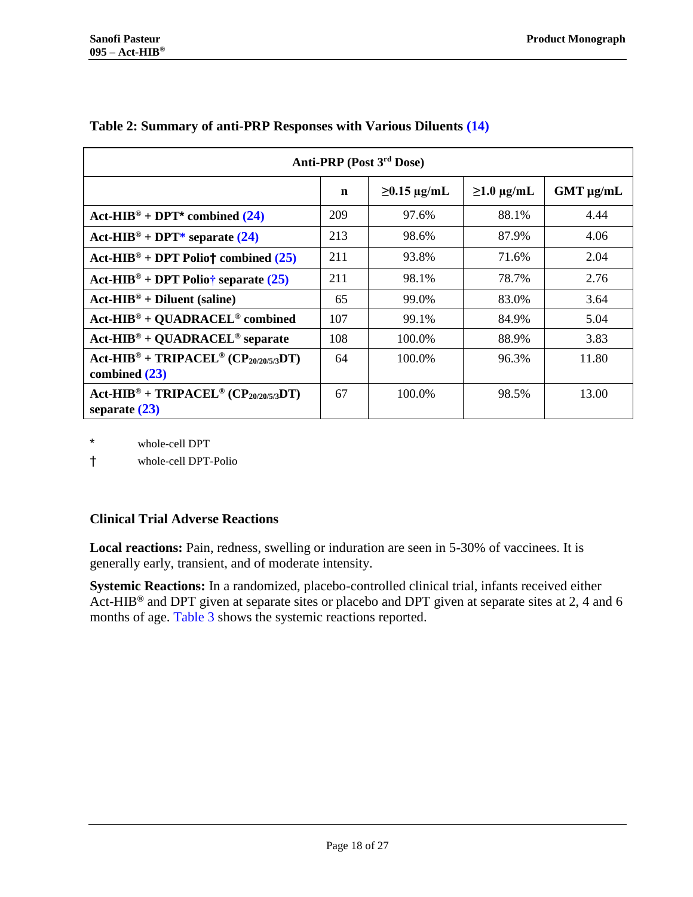**Table 2: Summary of anti-PRP Responses with Various Diluents (14)**

| Anti-PRP (Post 3rd Dose) | | | | |
|---|---|---|---|---|
| | **n** | **≥0.15 µg/mL** | **≥1.0 µg/mL** | **GMT µg/mL** |
| **Act-HIB® + DPT* combined (24)** | 209 | 97.6% | 88.1% | 4.44 |
| **Act-HIB® + DPT* separate (24)** | 213 | 98.6% | 87.9% | 4.06 |
| **Act-HIB® + DPT Polio† combined (25)** | 211 | 93.8% | 71.6% | 2.04 |
| **Act-HIB® + DPT Polio† separate (25)** | 211 | 98.1% | 78.7% | 2.76 |
| **Act-HIB® + Diluent (saline)** | 65 | 99.0% | 83.0% | 3.64 |
| **Act-HIB® + QUADRACEL® combined** | 107 | 99.1% | 84.9% | 5.04 |
| **Act-HIB® + QUADRACEL® separate** | 108 | 100.0% | 88.9% | 3.83 |
| **Act-HIB® + TRIPACEL® ($CP_{20/20/5/3}$DT) combined (23)** | 64 | 100.0% | 96.3% | 11.80 |
| **Act-HIB® + TRIPACEL® ($CP_{20/20/5/3}$DT) separate (23)** | 67 | 100.0% | 98.5% | 13.00 |

\* whole-cell DPT

† whole-cell DPT-Polio

### Clinical Trial Adverse Reactions

**Local reactions:** Pain, redness, swelling or induration are seen in 5-30% of vaccinees. It is generally early, transient, and of moderate intensity.

**Systemic Reactions:** In a randomized, placebo-controlled clinical trial, infants received either Act-HIB® and DPT given at separate sites or placebo and DPT given at separate sites at 2, 4 and 6 months of age. Table 3 shows the systemic reactions reported.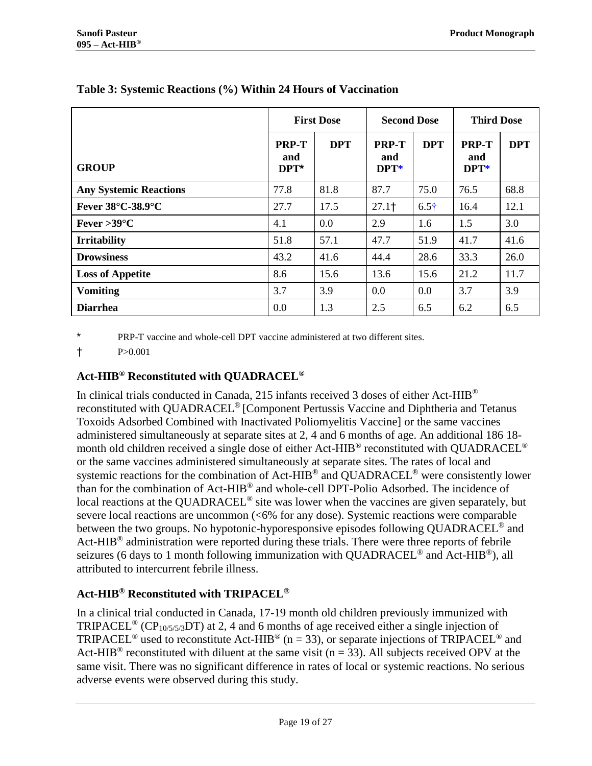**Table 3: Systemic Reactions (%) Within 24 Hours of Vaccination**

| GROUP | First Dose | | Second Dose | | Third Dose | |
|---|---|---|---|---|---|---|
| | PRP-T and DPT* | DPT | PRP-T and DPT* | DPT | PRP-T and DPT* | DPT |
| **Any Systemic Reactions** | 77.8 | 81.8 | 87.7 | 75.0 | 76.5 | 68.8 |
| **Fever 38°C-38.9°C** | 27.7 | 17.5 | 27.1† | 6.5† | 16.4 | 12.1 |
| **Fever >39°C** | 4.1 | 0.0 | 2.9 | 1.6 | 1.5 | 3.0 |
| **Irritability** | 51.8 | 57.1 | 47.7 | 51.9 | 41.7 | 41.6 |
| **Drowsiness** | 43.2 | 41.6 | 44.4 | 28.6 | 33.3 | 26.0 |
| **Loss of Appetite** | 8.6 | 15.6 | 13.6 | 15.6 | 21.2 | 11.7 |
| **Vomiting** | 3.7 | 3.9 | 0.0 | 0.0 | 3.7 | 3.9 |
| **Diarrhea** | 0.0 | 1.3 | 2.5 | 6.5 | 6.2 | 6.5 |

\* PRP-T vaccine and whole-cell DPT vaccine administered at two different sites.

† P>0.001

### Act-HIB® Reconstituted with QUADRACEL®

In clinical trials conducted in Canada, 215 infants received 3 doses of either Act-HIB® reconstituted with QUADRACEL® [Component Pertussis Vaccine and Diphtheria and Tetanus Toxoids Adsorbed Combined with Inactivated Poliomyelitis Vaccine] or the same vaccines administered simultaneously at separate sites at 2, 4 and 6 months of age. An additional 186 18-month old children received a single dose of either Act-HIB® reconstituted with QUADRACEL® or the same vaccines administered simultaneously at separate sites. The rates of local and systemic reactions for the combination of Act-HIB® and QUADRACEL® were consistently lower than for the combination of Act-HIB® and whole-cell DPT-Polio Adsorbed. The incidence of local reactions at the QUADRACEL® site was lower when the vaccines are given separately, but severe local reactions are uncommon (<6% for any dose). Systemic reactions were comparable between the two groups. No hypotonic-hyporesponsive episodes following QUADRACEL® and Act-HIB® administration were reported during these trials. There were three reports of febrile seizures (6 days to 1 month following immunization with QUADRACEL® and Act-HIB®), all attributed to intercurrent febrile illness.

### Act-HIB® Reconstituted with TRIPACEL®

In a clinical trial conducted in Canada, 17-19 month old children previously immunized with TRIPACEL® ($CP_{10/5/5/3}DT$) at 2, 4 and 6 months of age received either a single injection of TRIPACEL® used to reconstitute Act-HIB® (n = 33), or separate injections of TRIPACEL® and Act-HIB® reconstituted with diluent at the same visit (n = 33). All subjects received OPV at the same visit. There was no significant difference in rates of local or systemic reactions. No serious adverse events were observed during this study.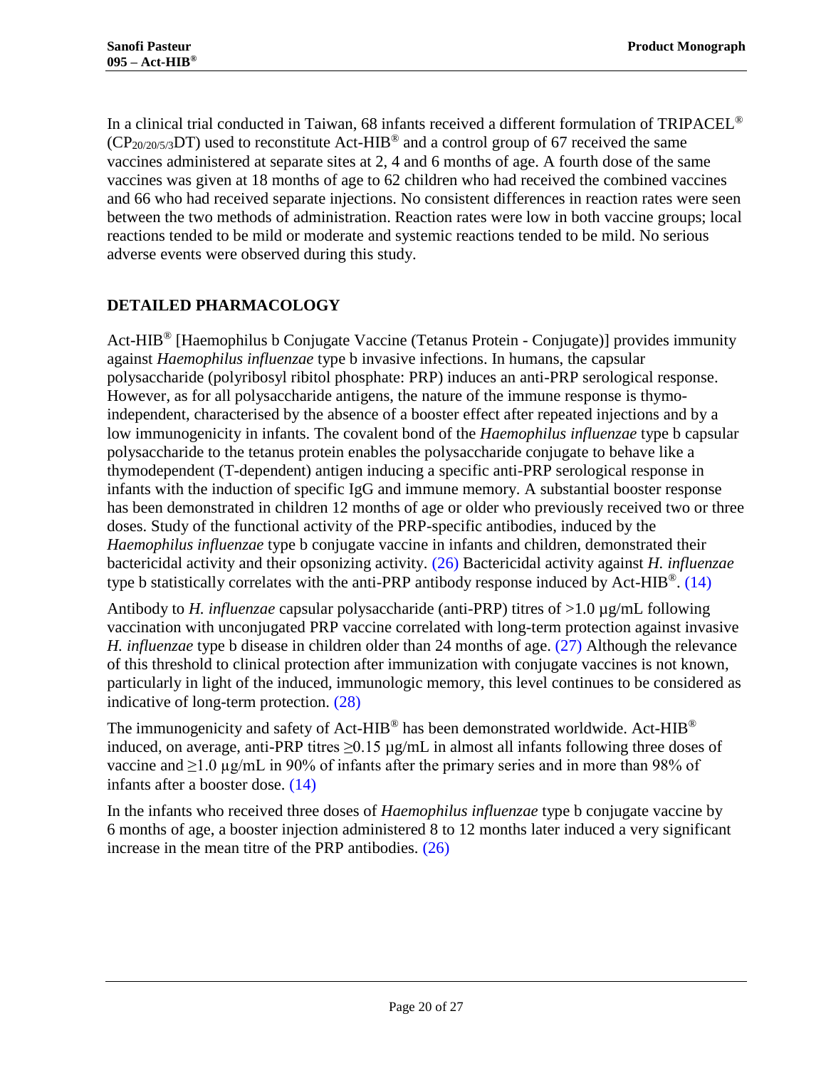In a clinical trial conducted in Taiwan, 68 infants received a different formulation of TRIPACEL® ($CP_{20/20/5/3}$DT) used to reconstitute Act-HIB® and a control group of 67 received the same vaccines administered at separate sites at 2, 4 and 6 months of age. A fourth dose of the same vaccines was given at 18 months of age to 62 children who had received the combined vaccines and 66 who had received separate injections. No consistent differences in reaction rates were seen between the two methods of administration. Reaction rates were low in both vaccine groups; local reactions tended to be mild or moderate and systemic reactions tended to be mild. No serious adverse events were observed during this study.

## DETAILED PHARMACOLOGY

Act-HIB® [Haemophilus b Conjugate Vaccine (Tetanus Protein - Conjugate)] provides immunity against *Haemophilus influenzae* type b invasive infections. In humans, the capsular polysaccharide (polyribosyl ribitol phosphate: PRP) induces an anti-PRP serological response. However, as for all polysaccharide antigens, the nature of the immune response is thymo-independent, characterised by the absence of a booster effect after repeated injections and by a low immunogenicity in infants. The covalent bond of the *Haemophilus influenzae* type b capsular polysaccharide to the tetanus protein enables the polysaccharide conjugate to behave like a thymodependent (T-dependent) antigen inducing a specific anti-PRP serological response in infants with the induction of specific IgG and immune memory. A substantial booster response has been demonstrated in children 12 months of age or older who previously received two or three doses. Study of the functional activity of the PRP-specific antibodies, induced by the *Haemophilus influenzae* type b conjugate vaccine in infants and children, demonstrated their bactericidal activity and their opsonizing activity. (26) Bactericidal activity against *H. influenzae* type b statistically correlates with the anti-PRP antibody response induced by Act-HIB®. (14)

Antibody to *H. influenzae* capsular polysaccharide (anti-PRP) titres of >1.0 µg/mL following vaccination with unconjugated PRP vaccine correlated with long-term protection against invasive *H. influenzae* type b disease in children older than 24 months of age. (27) Although the relevance of this threshold to clinical protection after immunization with conjugate vaccines is not known, particularly in light of the induced, immunologic memory, this level continues to be considered as indicative of long-term protection. (28)

The immunogenicity and safety of Act-HIB® has been demonstrated worldwide. Act-HIB® induced, on average, anti-PRP titres ≥0.15 µg/mL in almost all infants following three doses of vaccine and ≥1.0 µg/mL in 90% of infants after the primary series and in more than 98% of infants after a booster dose. (14)

In the infants who received three doses of *Haemophilus influenzae* type b conjugate vaccine by 6 months of age, a booster injection administered 8 to 12 months later induced a very significant increase in the mean titre of the PRP antibodies. (26)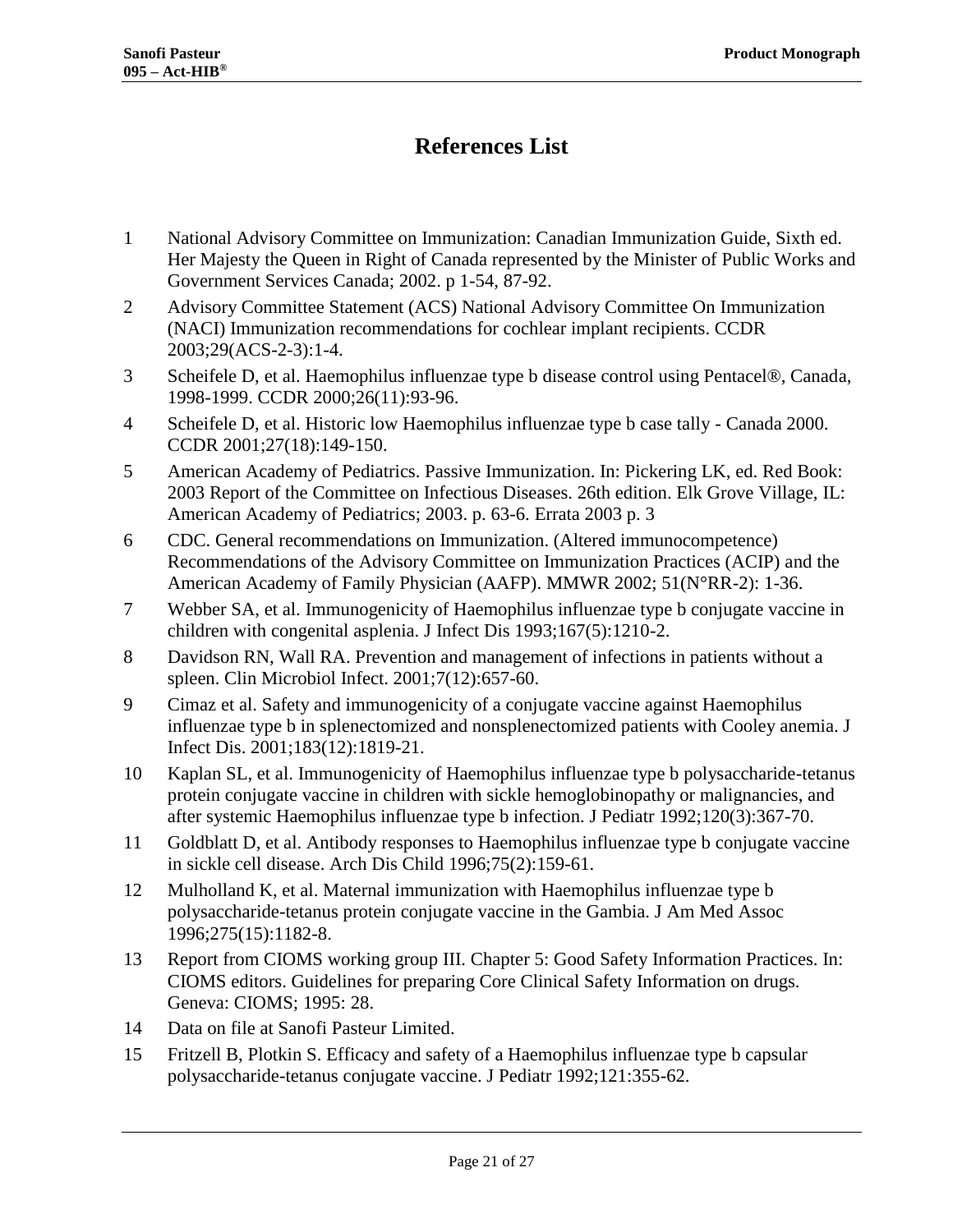# References List

1. National Advisory Committee on Immunization: Canadian Immunization Guide, Sixth ed. Her Majesty the Queen in Right of Canada represented by the Minister of Public Works and Government Services Canada; 2002. p 1-54, 87-92.
2. Advisory Committee Statement (ACS) National Advisory Committee On Immunization (NACI) Immunization recommendations for cochlear implant recipients. CCDR 2003;29(ACS-2-3):1-4.
3. Scheifele D, et al. Haemophilus influenzae type b disease control using Pentacel®, Canada, 1998-1999. CCDR 2000;26(11):93-96.
4. Scheifele D, et al. Historic low Haemophilus influenzae type b case tally - Canada 2000. CCDR 2001;27(18):149-150.
5. American Academy of Pediatrics. Passive Immunization. In: Pickering LK, ed. Red Book: 2003 Report of the Committee on Infectious Diseases. 26th edition. Elk Grove Village, IL: American Academy of Pediatrics; 2003. p. 63-6. Errata 2003 p. 3
6. CDC. General recommendations on Immunization. (Altered immunocompetence) Recommendations of the Advisory Committee on Immunization Practices (ACIP) and the American Academy of Family Physician (AAFP). MMWR 2002; 51(N°RR-2): 1-36.
7. Webber SA, et al. Immunogenicity of Haemophilus influenzae type b conjugate vaccine in children with congenital asplenia. J Infect Dis 1993;167(5):1210-2.
8. Davidson RN, Wall RA. Prevention and management of infections in patients without a spleen. Clin Microbiol Infect. 2001;7(12):657-60.
9. Cimaz et al. Safety and immunogenicity of a conjugate vaccine against Haemophilus influenzae type b in splenectomized and nonsplenectomized patients with Cooley anemia. J Infect Dis. 2001;183(12):1819-21.
10. Kaplan SL, et al. Immunogenicity of Haemophilus influenzae type b polysaccharide-tetanus protein conjugate vaccine in children with sickle hemoglobinopathy or malignancies, and after systemic Haemophilus influenzae type b infection. J Pediatr 1992;120(3):367-70.
11. Goldblatt D, et al. Antibody responses to Haemophilus influenzae type b conjugate vaccine in sickle cell disease. Arch Dis Child 1996;75(2):159-61.
12. Mulholland K, et al. Maternal immunization with Haemophilus influenzae type b polysaccharide-tetanus protein conjugate vaccine in the Gambia. J Am Med Assoc 1996;275(15):1182-8.
13. Report from CIOMS working group III. Chapter 5: Good Safety Information Practices. In: CIOMS editors. Guidelines for preparing Core Clinical Safety Information on drugs. Geneva: CIOMS; 1995: 28.
14. Data on file at Sanofi Pasteur Limited.
15. Fritzell B, Plotkin S. Efficacy and safety of a Haemophilus influenzae type b capsular polysaccharide-tetanus conjugate vaccine. J Pediatr 1992;121:355-62.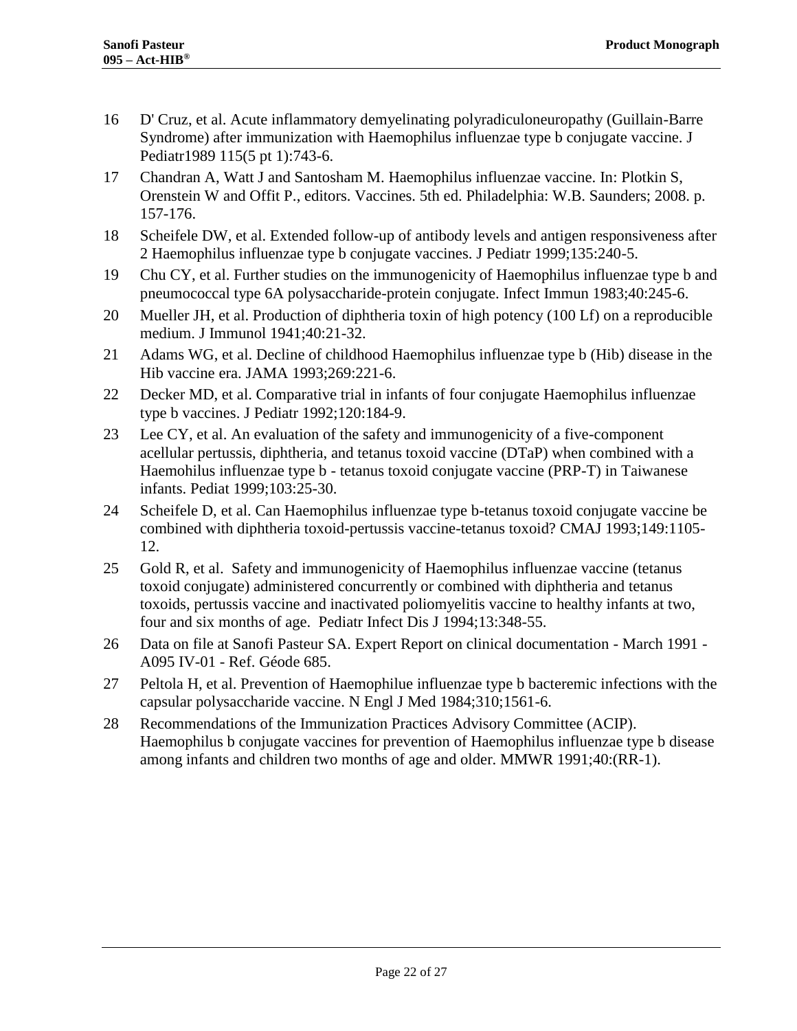16 D' Cruz, et al. Acute inflammatory demyelinating polyradiculoneuropathy (Guillain-Barre Syndrome) after immunization with Haemophilus influenzae type b conjugate vaccine. J Pediatr1989 115(5 pt 1):743-6.

17 Chandran A, Watt J and Santosham M. Haemophilus influenzae vaccine. In: Plotkin S, Orenstein W and Offit P., editors. Vaccines. 5th ed. Philadelphia: W.B. Saunders; 2008. p. 157-176.

18 Scheifele DW, et al. Extended follow-up of antibody levels and antigen responsiveness after 2 Haemophilus influenzae type b conjugate vaccines. J Pediatr 1999;135:240-5.

19 Chu CY, et al. Further studies on the immunogenicity of Haemophilus influenzae type b and pneumococcal type 6A polysaccharide-protein conjugate. Infect Immun 1983;40:245-6.

20 Mueller JH, et al. Production of diphtheria toxin of high potency (100 Lf) on a reproducible medium. J Immunol 1941;40:21-32.

21 Adams WG, et al. Decline of childhood Haemophilus influenzae type b (Hib) disease in the Hib vaccine era. JAMA 1993;269:221-6.

22 Decker MD, et al. Comparative trial in infants of four conjugate Haemophilus influenzae type b vaccines. J Pediatr 1992;120:184-9.

23 Lee CY, et al. An evaluation of the safety and immunogenicity of a five-component acellular pertussis, diphtheria, and tetanus toxoid vaccine (DTaP) when combined with a Haemohilus influenzae type b - tetanus toxoid conjugate vaccine (PRP-T) in Taiwanese infants. Pediat 1999;103:25-30.

24 Scheifele D, et al. Can Haemophilus influenzae type b-tetanus toxoid conjugate vaccine be combined with diphtheria toxoid-pertussis vaccine-tetanus toxoid? CMAJ 1993;149:1105-12.

25 Gold R, et al. Safety and immunogenicity of Haemophilus influenzae vaccine (tetanus toxoid conjugate) administered concurrently or combined with diphtheria and tetanus toxoids, pertussis vaccine and inactivated poliomyelitis vaccine to healthy infants at two, four and six months of age. Pediatr Infect Dis J 1994;13:348-55.

26 Data on file at Sanofi Pasteur SA. Expert Report on clinical documentation - March 1991 - A095 IV-01 - Ref. Géode 685.

27 Peltola H, et al. Prevention of Haemophilue influenzae type b bacteremic infections with the capsular polysaccharide vaccine. N Engl J Med 1984;310;1561-6.

28 Recommendations of the Immunization Practices Advisory Committee (ACIP). Haemophilus b conjugate vaccines for prevention of Haemophilus influenzae type b disease among infants and children two months of age and older. MMWR 1991;40:(RR-1).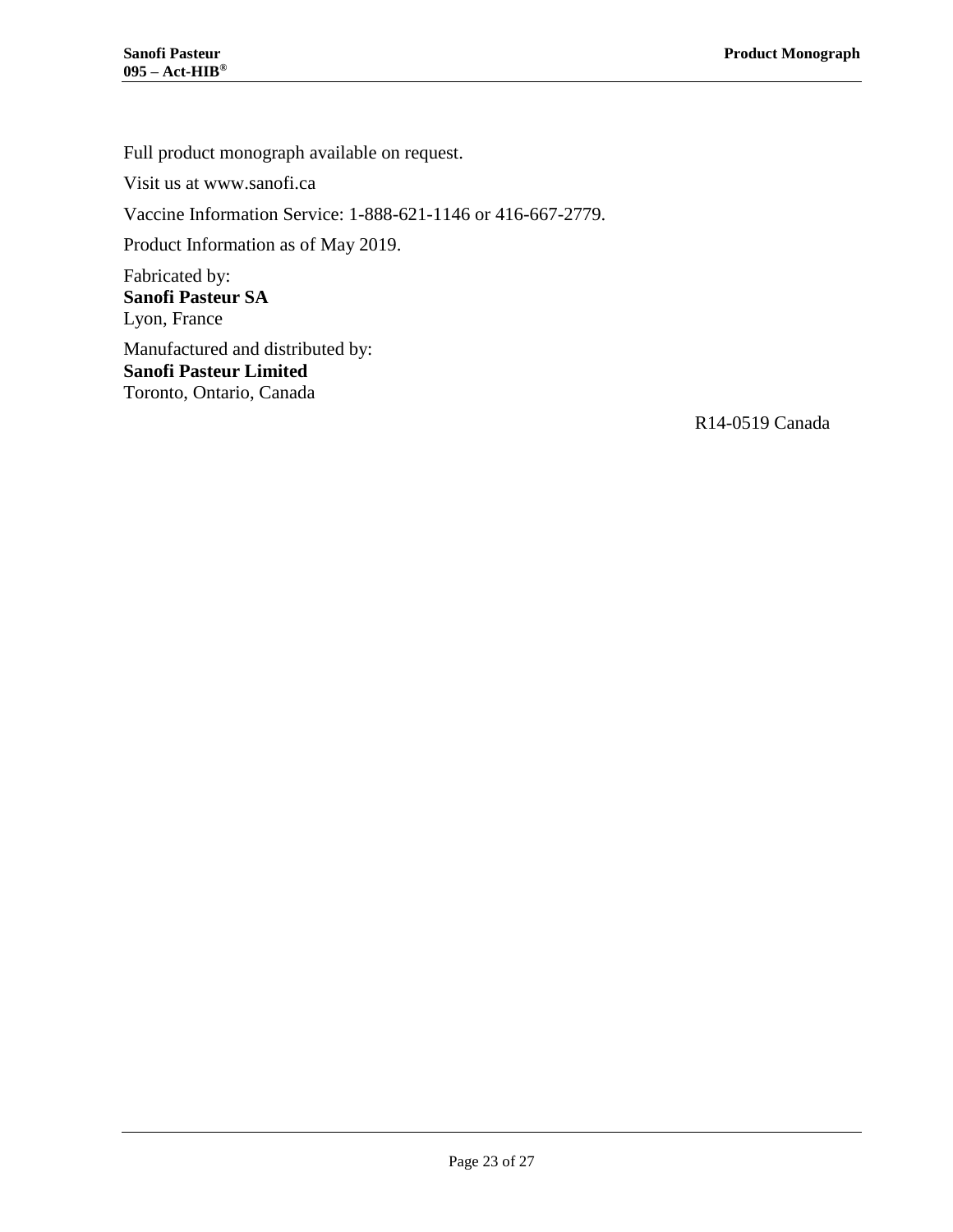Full product monograph available on request.

Visit us at www.sanofi.ca

Vaccine Information Service: 1-888-621-1146 or 416-667-2779.

Product Information as of May 2019.

Fabricated by:
**Sanofi Pasteur SA**
Lyon, France

Manufactured and distributed by:
**Sanofi Pasteur Limited**
Toronto, Ontario, Canada

R14-0519 Canada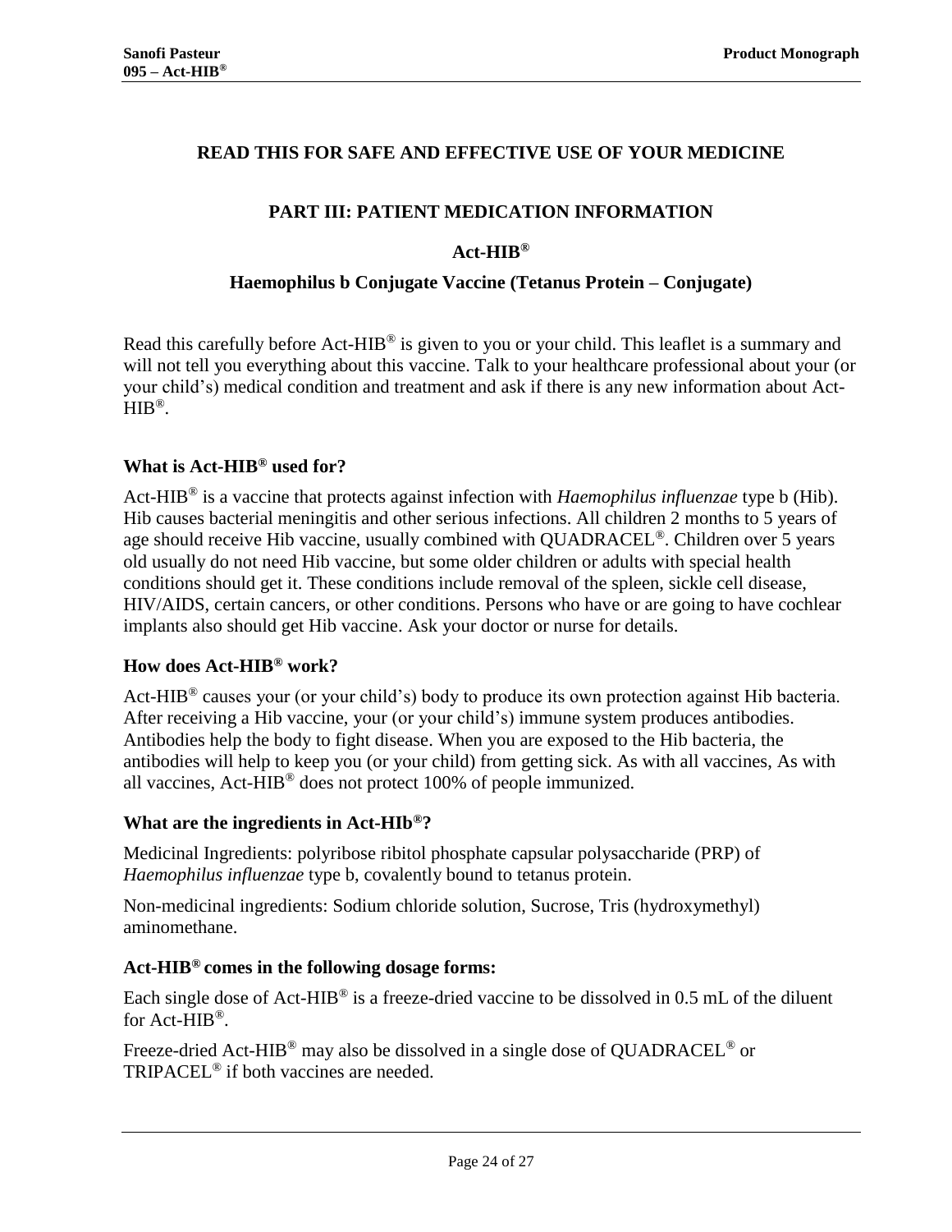## READ THIS FOR SAFE AND EFFECTIVE USE OF YOUR MEDICINE

## PART III: PATIENT MEDICATION INFORMATION

### Act-HIB®

### Haemophilus b Conjugate Vaccine (Tetanus Protein – Conjugate)

Read this carefully before Act-HIB® is given to you or your child. This leaflet is a summary and will not tell you everything about this vaccine. Talk to your healthcare professional about your (or your child's) medical condition and treatment and ask if there is any new information about Act-HIB®.

### What is Act-HIB® used for?

Act-HIB® is a vaccine that protects against infection with *Haemophilus influenzae* type b (Hib). Hib causes bacterial meningitis and other serious infections. All children 2 months to 5 years of age should receive Hib vaccine, usually combined with QUADRACEL®. Children over 5 years old usually do not need Hib vaccine, but some older children or adults with special health conditions should get it. These conditions include removal of the spleen, sickle cell disease, HIV/AIDS, certain cancers, or other conditions. Persons who have or are going to have cochlear implants also should get Hib vaccine. Ask your doctor or nurse for details.

### How does Act-HIB® work?

Act-HIB® causes your (or your child's) body to produce its own protection against Hib bacteria. After receiving a Hib vaccine, your (or your child's) immune system produces antibodies. Antibodies help the body to fight disease. When you are exposed to the Hib bacteria, the antibodies will help to keep you (or your child) from getting sick. As with all vaccines, As with all vaccines, Act-HIB® does not protect 100% of people immunized.

### What are the ingredients in Act-HIb®?

Medicinal Ingredients: polyribose ribitol phosphate capsular polysaccharide (PRP) of *Haemophilus influenzae* type b, covalently bound to tetanus protein.

Non-medicinal ingredients: Sodium chloride solution, Sucrose, Tris (hydroxymethyl) aminomethane.

### Act-HIB® comes in the following dosage forms:

Each single dose of Act-HIB® is a freeze-dried vaccine to be dissolved in 0.5 mL of the diluent for Act-HIB®.

Freeze-dried Act-HIB® may also be dissolved in a single dose of QUADRACEL® or TRIPACEL® if both vaccines are needed.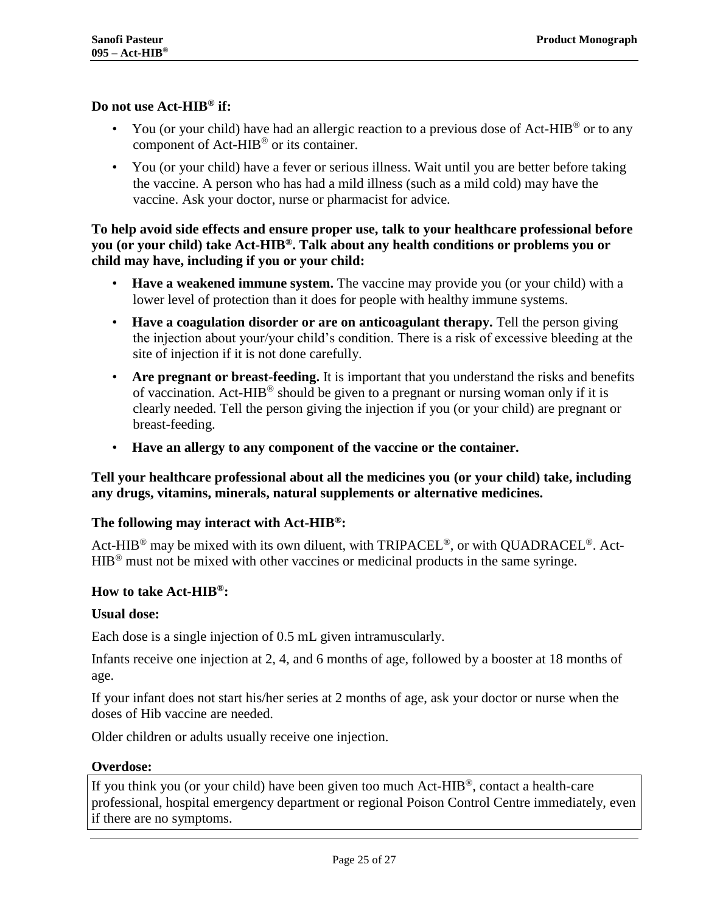**Do not use Act-HIB® if:**

- You (or your child) have had an allergic reaction to a previous dose of Act-HIB® or to any component of Act-HIB® or its container.
- You (or your child) have a fever or serious illness. Wait until you are better before taking the vaccine. A person who has had a mild illness (such as a mild cold) may have the vaccine. Ask your doctor, nurse or pharmacist for advice.

**To help avoid side effects and ensure proper use, talk to your healthcare professional before you (or your child) take Act-HIB®. Talk about any health conditions or problems you or child may have, including if you or your child:**

- **Have a weakened immune system.** The vaccine may provide you (or your child) with a lower level of protection than it does for people with healthy immune systems.
- **Have a coagulation disorder or are on anticoagulant therapy.** Tell the person giving the injection about your/your child's condition. There is a risk of excessive bleeding at the site of injection if it is not done carefully.
- **Are pregnant or breast-feeding.** It is important that you understand the risks and benefits of vaccination. Act-HIB® should be given to a pregnant or nursing woman only if it is clearly needed. Tell the person giving the injection if you (or your child) are pregnant or breast-feeding.
- **Have an allergy to any component of the vaccine or the container.**

**Tell your healthcare professional about all the medicines you (or your child) take, including any drugs, vitamins, minerals, natural supplements or alternative medicines.**

**The following may interact with Act-HIB®:**

Act-HIB® may be mixed with its own diluent, with TRIPACEL®, or with QUADRACEL®. Act-HIB® must not be mixed with other vaccines or medicinal products in the same syringe.

**How to take Act-HIB®:**

**Usual dose:**

Each dose is a single injection of 0.5 mL given intramuscularly.

Infants receive one injection at 2, 4, and 6 months of age, followed by a booster at 18 months of age.

If your infant does not start his/her series at 2 months of age, ask your doctor or nurse when the doses of Hib vaccine are needed.

Older children or adults usually receive one injection.

**Overdose:**

If you think you (or your child) have been given too much Act-HIB®, contact a health-care professional, hospital emergency department or regional Poison Control Centre immediately, even if there are no symptoms.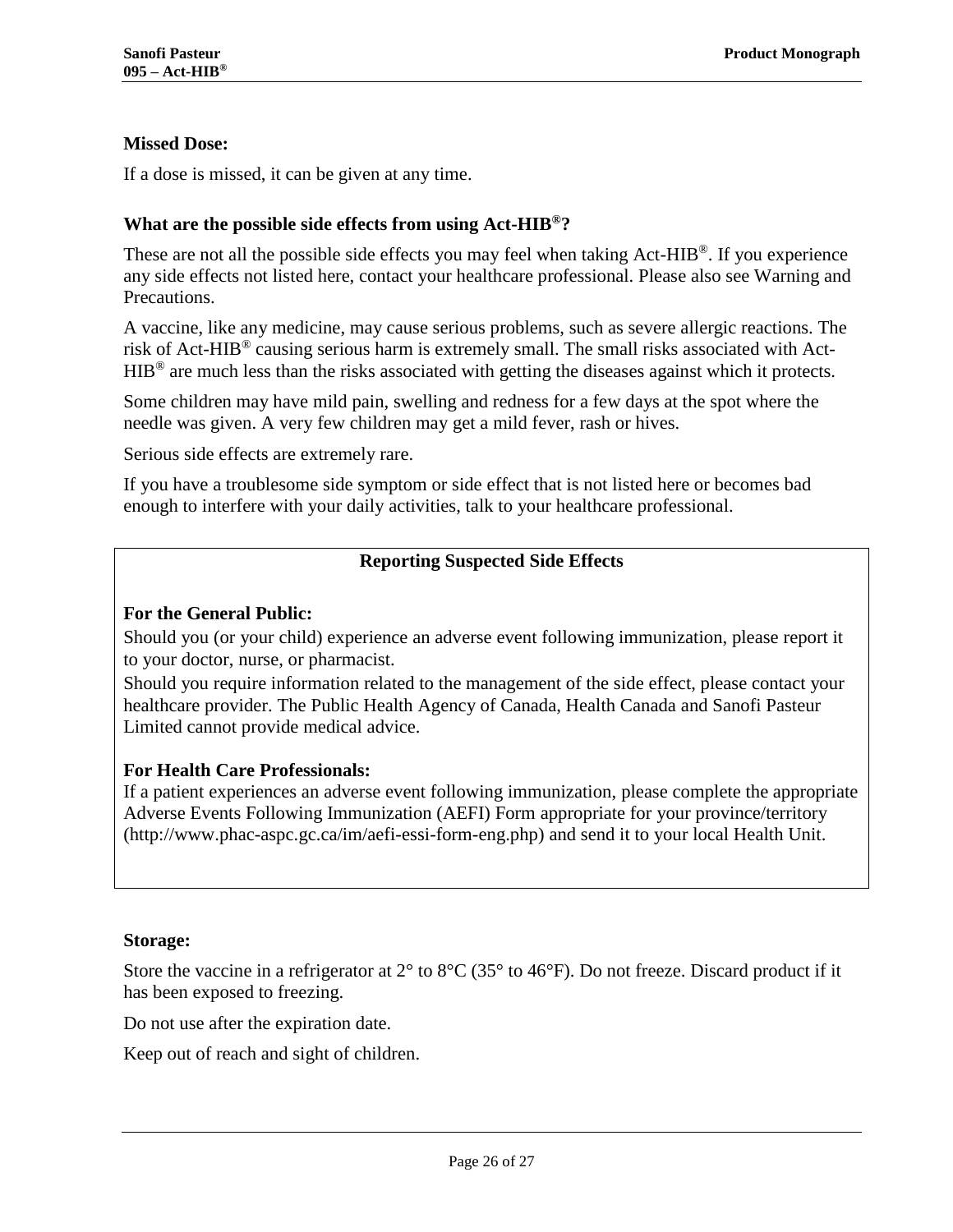**Missed Dose:**

If a dose is missed, it can be given at any time.

**What are the possible side effects from using Act-HIB®?**

These are not all the possible side effects you may feel when taking Act-HIB®. If you experience any side effects not listed here, contact your healthcare professional. Please also see Warning and Precautions.

A vaccine, like any medicine, may cause serious problems, such as severe allergic reactions. The risk of Act-HIB® causing serious harm is extremely small. The small risks associated with Act-HIB® are much less than the risks associated with getting the diseases against which it protects.

Some children may have mild pain, swelling and redness for a few days at the spot where the needle was given. A very few children may get a mild fever, rash or hives.

Serious side effects are extremely rare.

If you have a troublesome side symptom or side effect that is not listed here or becomes bad enough to interfere with your daily activities, talk to your healthcare professional.

**Reporting Suspected Side Effects**

**For the General Public:**
Should you (or your child) experience an adverse event following immunization, please report it to your doctor, nurse, or pharmacist.
Should you require information related to the management of the side effect, please contact your healthcare provider. The Public Health Agency of Canada, Health Canada and Sanofi Pasteur Limited cannot provide medical advice.

**For Health Care Professionals:**
If a patient experiences an adverse event following immunization, please complete the appropriate Adverse Events Following Immunization (AEFI) Form appropriate for your province/territory (http://www.phac-aspc.gc.ca/im/aefi-essi-form-eng.php) and send it to your local Health Unit.

**Storage:**

Store the vaccine in a refrigerator at 2° to 8°C (35° to 46°F). Do not freeze. Discard product if it has been exposed to freezing.

Do not use after the expiration date.

Keep out of reach and sight of children.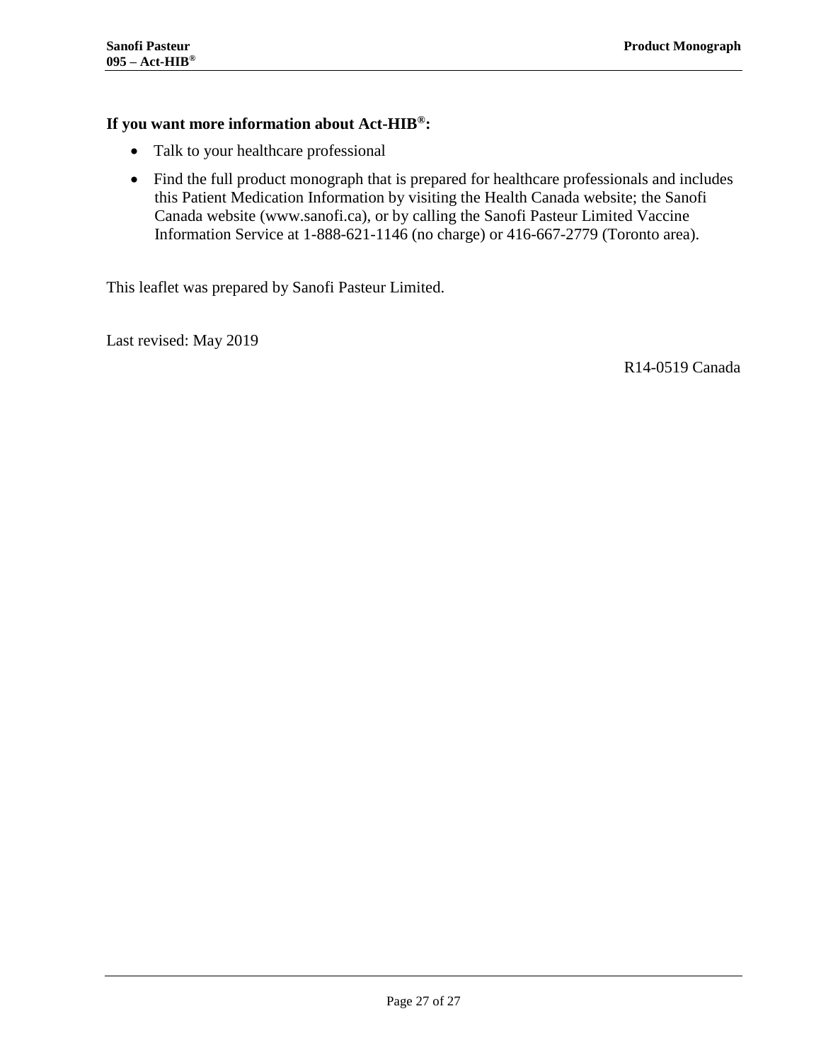**If you want more information about Act-HIB®:**

- Talk to your healthcare professional
- Find the full product monograph that is prepared for healthcare professionals and includes this Patient Medication Information by visiting the Health Canada website; the Sanofi Canada website (www.sanofi.ca), or by calling the Sanofi Pasteur Limited Vaccine Information Service at 1-888-621-1146 (no charge) or 416-667-2779 (Toronto area).

This leaflet was prepared by Sanofi Pasteur Limited.

Last revised: May 2019

R14-0519 Canada